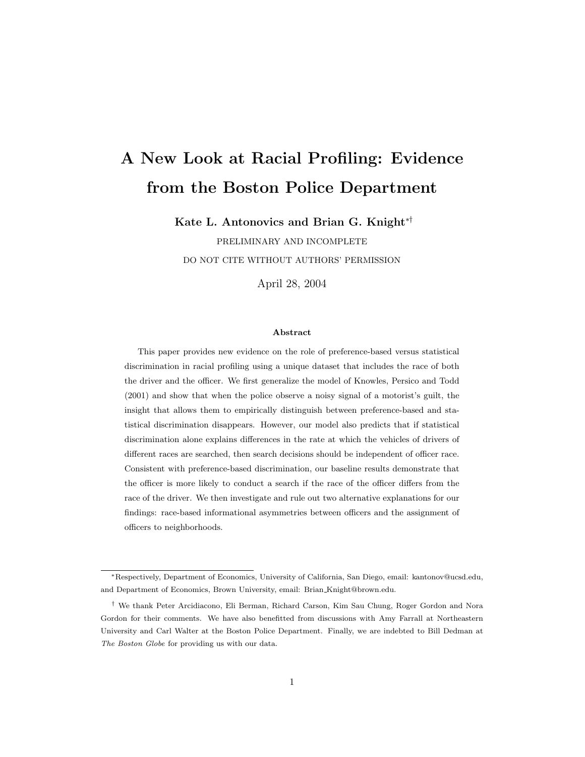# A New Look at Racial Profiling: Evidence from the Boston Police Department

**Kate L. Antonovics and Brian G. Knight**[*,†]

PRELIMINARY AND INCOMPLETE

DO NOT CITE WITHOUT AUTHORS' PERMISSION

April 28, 2004

### Abstract

This paper provides new evidence on the role of preference-based versus statistical discrimination in racial profiling using a unique dataset that includes the race of both the driver and the officer. We first generalize the model of Knowles, Persico and Todd (2001) and show that when the police observe a noisy signal of a motorist's guilt, the insight that allows them to empirically distinguish between preference-based and statistical discrimination disappears. However, our model also predicts that if statistical discrimination alone explains differences in the rate at which the vehicles of drivers of different races are searched, then search decisions should be independent of officer race. Consistent with preference-based discrimination, our baseline results demonstrate that the officer is more likely to conduct a search if the race of the officer differs from the race of the driver. We then investigate and rule out two alternative explanations for our findings: race-based informational asymmetries between officers and the assignment of officers to neighborhoods.

---

[*] Respectively, Department of Economics, University of California, San Diego, email: kantonov@ucsd.edu, and Department of Economics, Brown University, email: Brian_Knight@brown.edu.

[†] We thank Peter Arcidiacono, Eli Berman, Richard Carson, Kim Sau Chung, Roger Gordon and Nora Gordon for their comments. We have also benefitted from discussions with Amy Farrall at Northeastern University and Carl Walter at the Boston Police Department. Finally, we are indebted to Bill Dedman at *The Boston Globe* for providing us with our data.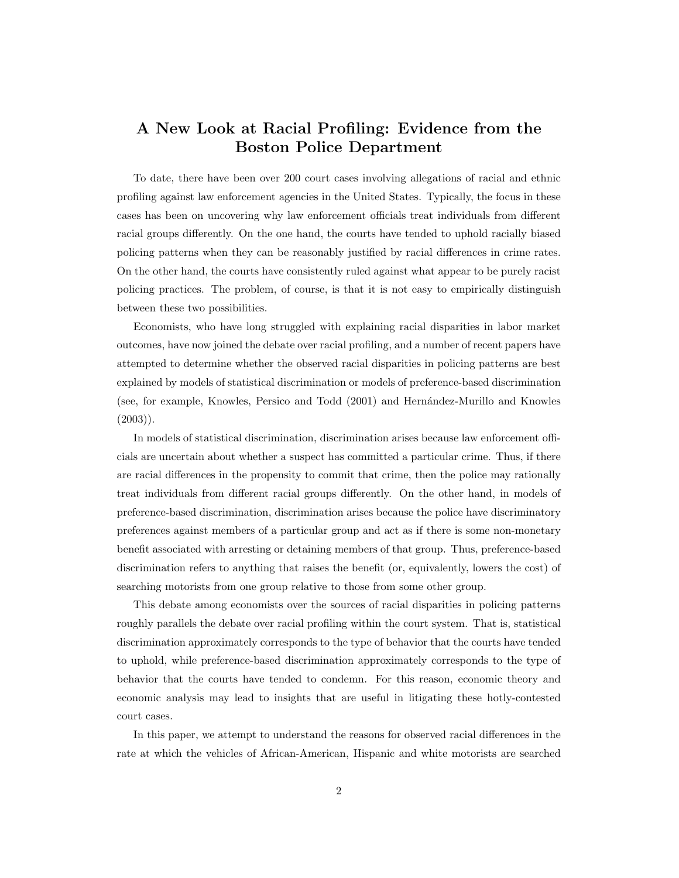# A New Look at Racial Profiling: Evidence from the Boston Police Department

To date, there have been over 200 court cases involving allegations of racial and ethnic profiling against law enforcement agencies in the United States. Typically, the focus in these cases has been on uncovering why law enforcement officials treat individuals from different racial groups differently. On the one hand, the courts have tended to uphold racially biased policing patterns when they can be reasonably justified by racial differences in crime rates. On the other hand, the courts have consistently ruled against what appear to be purely racist policing practices. The problem, of course, is that it is not easy to empirically distinguish between these two possibilities.

Economists, who have long struggled with explaining racial disparities in labor market outcomes, have now joined the debate over racial profiling, and a number of recent papers have attempted to determine whether the observed racial disparities in policing patterns are best explained by models of statistical discrimination or models of preference-based discrimination (see, for example, Knowles, Persico and Todd (2001) and Hernández-Murillo and Knowles (2003)).

In models of statistical discrimination, discrimination arises because law enforcement officials are uncertain about whether a suspect has committed a particular crime. Thus, if there are racial differences in the propensity to commit that crime, then the police may rationally treat individuals from different racial groups differently. On the other hand, in models of preference-based discrimination, discrimination arises because the police have discriminatory preferences against members of a particular group and act as if there is some non-monetary benefit associated with arresting or detaining members of that group. Thus, preference-based discrimination refers to anything that raises the benefit (or, equivalently, lowers the cost) of searching motorists from one group relative to those from some other group.

This debate among economists over the sources of racial disparities in policing patterns roughly parallels the debate over racial profiling within the court system. That is, statistical discrimination approximately corresponds to the type of behavior that the courts have tended to uphold, while preference-based discrimination approximately corresponds to the type of behavior that the courts have tended to condemn. For this reason, economic theory and economic analysis may lead to insights that are useful in litigating these hotly-contested court cases.

In this paper, we attempt to understand the reasons for observed racial differences in the rate at which the vehicles of African-American, Hispanic and white motorists are searched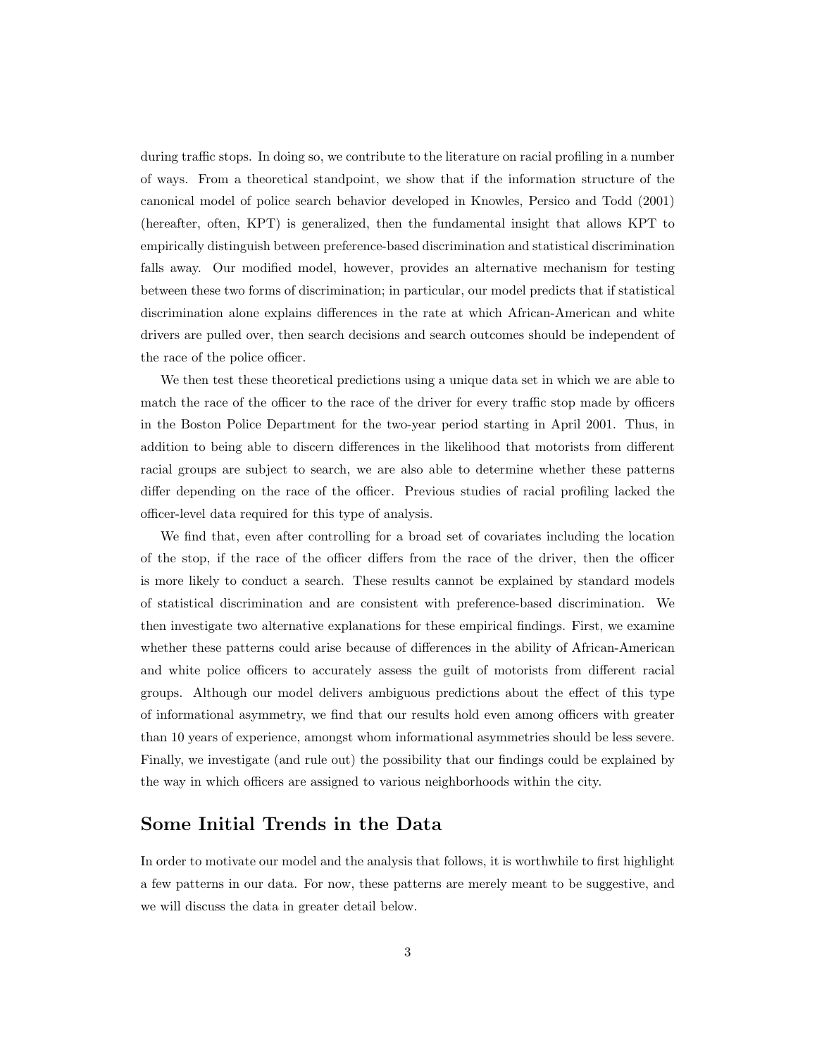during traffic stops. In doing so, we contribute to the literature on racial profiling in a number of ways. From a theoretical standpoint, we show that if the information structure of the canonical model of police search behavior developed in Knowles, Persico and Todd (2001) (hereafter, often, KPT) is generalized, then the fundamental insight that allows KPT to empirically distinguish between preference-based discrimination and statistical discrimination falls away. Our modified model, however, provides an alternative mechanism for testing between these two forms of discrimination; in particular, our model predicts that if statistical discrimination alone explains differences in the rate at which African-American and white drivers are pulled over, then search decisions and search outcomes should be independent of the race of the police officer.

We then test these theoretical predictions using a unique data set in which we are able to match the race of the officer to the race of the driver for every traffic stop made by officers in the Boston Police Department for the two-year period starting in April 2001. Thus, in addition to being able to discern differences in the likelihood that motorists from different racial groups are subject to search, we are also able to determine whether these patterns differ depending on the race of the officer. Previous studies of racial profiling lacked the officer-level data required for this type of analysis.

We find that, even after controlling for a broad set of covariates including the location of the stop, if the race of the officer differs from the race of the driver, then the officer is more likely to conduct a search. These results cannot be explained by standard models of statistical discrimination and are consistent with preference-based discrimination. We then investigate two alternative explanations for these empirical findings. First, we examine whether these patterns could arise because of differences in the ability of African-American and white police officers to accurately assess the guilt of motorists from different racial groups. Although our model delivers ambiguous predictions about the effect of this type of informational asymmetry, we find that our results hold even among officers with greater than 10 years of experience, amongst whom informational asymmetries should be less severe. Finally, we investigate (and rule out) the possibility that our findings could be explained by the way in which officers are assigned to various neighborhoods within the city.

## Some Initial Trends in the Data

In order to motivate our model and the analysis that follows, it is worthwhile to first highlight a few patterns in our data. For now, these patterns are merely meant to be suggestive, and we will discuss the data in greater detail below.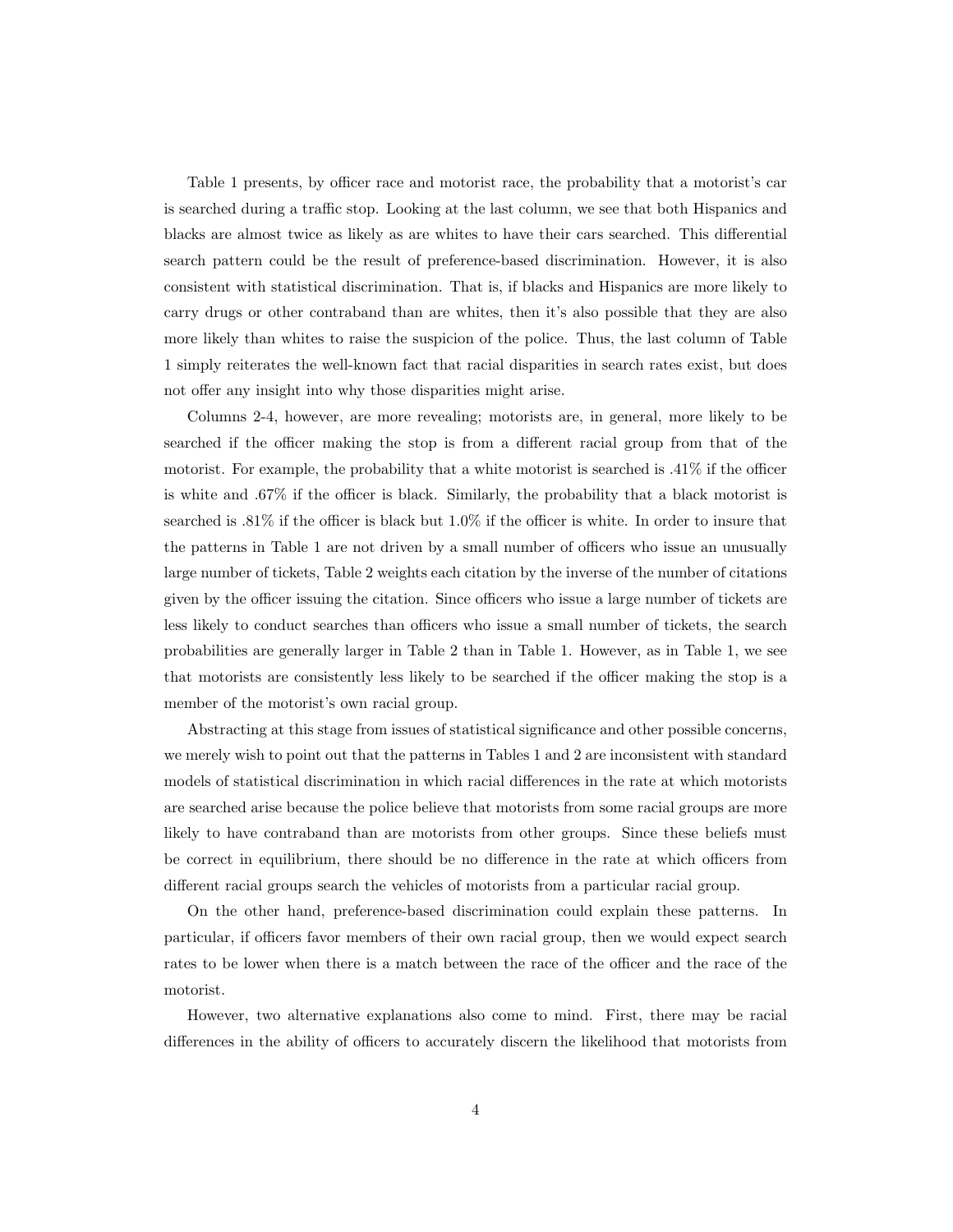Table 1 presents, by officer race and motorist race, the probability that a motorist's car is searched during a traffic stop. Looking at the last column, we see that both Hispanics and blacks are almost twice as likely as are whites to have their cars searched. This differential search pattern could be the result of preference-based discrimination. However, it is also consistent with statistical discrimination. That is, if blacks and Hispanics are more likely to carry drugs or other contraband than are whites, then it's also possible that they are also more likely than whites to raise the suspicion of the police. Thus, the last column of Table 1 simply reiterates the well-known fact that racial disparities in search rates exist, but does not offer any insight into why those disparities might arise.

Columns 2-4, however, are more revealing; motorists are, in general, more likely to be searched if the officer making the stop is from a different racial group from that of the motorist. For example, the probability that a white motorist is searched is .41% if the officer is white and .67% if the officer is black. Similarly, the probability that a black motorist is searched is .81% if the officer is black but 1.0% if the officer is white. In order to insure that the patterns in Table 1 are not driven by a small number of officers who issue an unusually large number of tickets, Table 2 weights each citation by the inverse of the number of citations given by the officer issuing the citation. Since officers who issue a large number of tickets are less likely to conduct searches than officers who issue a small number of tickets, the search probabilities are generally larger in Table 2 than in Table 1. However, as in Table 1, we see that motorists are consistently less likely to be searched if the officer making the stop is a member of the motorist's own racial group.

Abstracting at this stage from issues of statistical significance and other possible concerns, we merely wish to point out that the patterns in Tables 1 and 2 are inconsistent with standard models of statistical discrimination in which racial differences in the rate at which motorists are searched arise because the police believe that motorists from some racial groups are more likely to have contraband than are motorists from other groups. Since these beliefs must be correct in equilibrium, there should be no difference in the rate at which officers from different racial groups search the vehicles of motorists from a particular racial group.

On the other hand, preference-based discrimination could explain these patterns. In particular, if officers favor members of their own racial group, then we would expect search rates to be lower when there is a match between the race of the officer and the race of the motorist.

However, two alternative explanations also come to mind. First, there may be racial differences in the ability of officers to accurately discern the likelihood that motorists from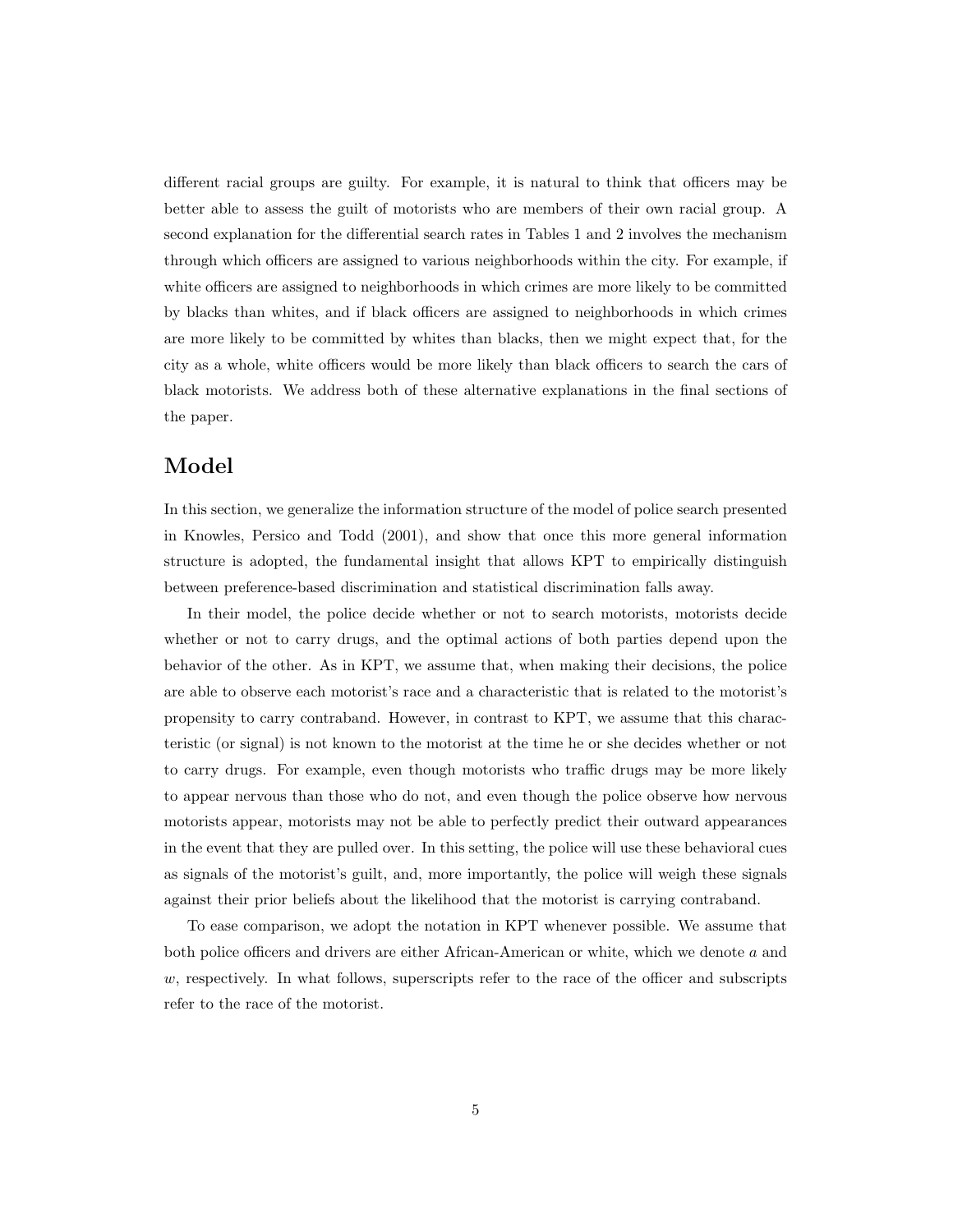different racial groups are guilty. For example, it is natural to think that officers may be better able to assess the guilt of motorists who are members of their own racial group. A second explanation for the differential search rates in Tables 1 and 2 involves the mechanism through which officers are assigned to various neighborhoods within the city. For example, if white officers are assigned to neighborhoods in which crimes are more likely to be committed by blacks than whites, and if black officers are assigned to neighborhoods in which crimes are more likely to be committed by whites than blacks, then we might expect that, for the city as a whole, white officers would be more likely than black officers to search the cars of black motorists. We address both of these alternative explanations in the final sections of the paper.

## Model

In this section, we generalize the information structure of the model of police search presented in Knowles, Persico and Todd (2001), and show that once this more general information structure is adopted, the fundamental insight that allows KPT to empirically distinguish between preference-based discrimination and statistical discrimination falls away.

In their model, the police decide whether or not to search motorists, motorists decide whether or not to carry drugs, and the optimal actions of both parties depend upon the behavior of the other. As in KPT, we assume that, when making their decisions, the police are able to observe each motorist's race and a characteristic that is related to the motorist's propensity to carry contraband. However, in contrast to KPT, we assume that this characteristic (or signal) is not known to the motorist at the time he or she decides whether or not to carry drugs. For example, even though motorists who traffic drugs may be more likely to appear nervous than those who do not, and even though the police observe how nervous motorists appear, motorists may not be able to perfectly predict their outward appearances in the event that they are pulled over. In this setting, the police will use these behavioral cues as signals of the motorist's guilt, and, more importantly, the police will weigh these signals against their prior beliefs about the likelihood that the motorist is carrying contraband.

To ease comparison, we adopt the notation in KPT whenever possible. We assume that both police officers and drivers are either African-American or white, which we denote $a$ and $w$, respectively. In what follows, superscripts refer to the race of the officer and subscripts refer to the race of the motorist.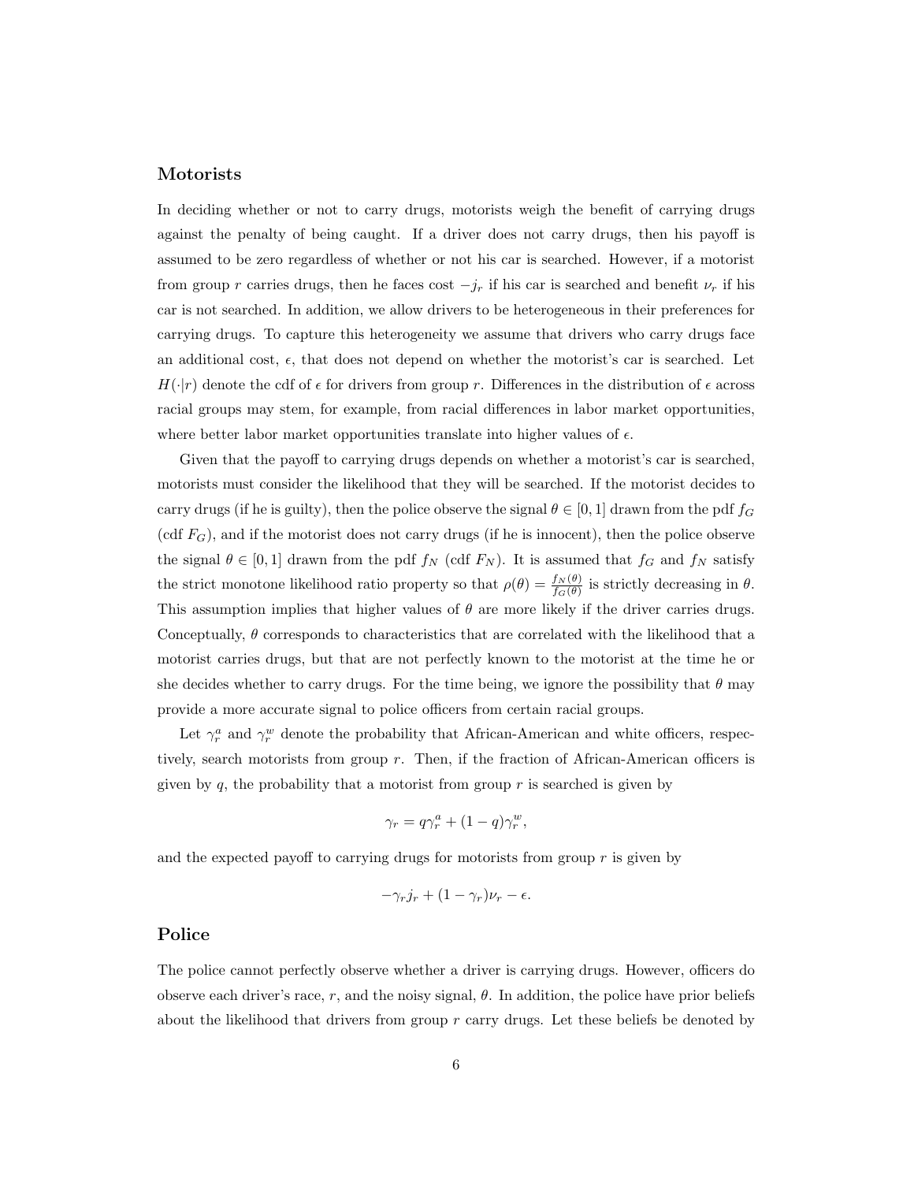### Motorists

In deciding whether or not to carry drugs, motorists weigh the benefit of carrying drugs against the penalty of being caught. If a driver does not carry drugs, then his payoff is assumed to be zero regardless of whether or not his car is searched. However, if a motorist from group $r$ carries drugs, then he faces cost $-j_r$ if his car is searched and benefit $\nu_r$ if his car is not searched. In addition, we allow drivers to be heterogeneous in their preferences for carrying drugs. To capture this heterogeneity we assume that drivers who carry drugs face an additional cost, $\epsilon$, that does not depend on whether the motorist's car is searched. Let $H(\cdot|r)$ denote the cdf of $\epsilon$ for drivers from group $r$. Differences in the distribution of $\epsilon$ across racial groups may stem, for example, from racial differences in labor market opportunities, where better labor market opportunities translate into higher values of $\epsilon$.

Given that the payoff to carrying drugs depends on whether a motorist's car is searched, motorists must consider the likelihood that they will be searched. If the motorist decides to carry drugs (if he is guilty), then the police observe the signal $\theta \in [0, 1]$ drawn from the pdf $f_G$ (cdf $F_G$), and if the motorist does not carry drugs (if he is innocent), then the police observe the signal $\theta \in [0, 1]$ drawn from the pdf $f_N$ (cdf $F_N$). It is assumed that $f_G$ and $f_N$ satisfy the strict monotone likelihood ratio property so that $\rho(\theta) = \frac{f_N(\theta)}{f_G(\theta)}$ is strictly decreasing in $\theta$. This assumption implies that higher values of $\theta$ are more likely if the driver carries drugs. Conceptually, $\theta$ corresponds to characteristics that are correlated with the likelihood that a motorist carries drugs, but that are not perfectly known to the motorist at the time he or she decides whether to carry drugs. For the time being, we ignore the possibility that $\theta$ may provide a more accurate signal to police officers from certain racial groups.

Let $\gamma_r^a$ and $\gamma_r^w$ denote the probability that African-American and white officers, respectively, search motorists from group $r$. Then, if the fraction of African-American officers is given by $q$, the probability that a motorist from group $r$ is searched is given by

$$\gamma_r = q\gamma_r^a + (1 - q)\gamma_r^w,$$

and the expected payoff to carrying drugs for motorists from group $r$ is given by

$$-\gamma_r j_r + (1 - \gamma_r)\nu_r - \epsilon.$$

### Police

The police cannot perfectly observe whether a driver is carrying drugs. However, officers do observe each driver's race, $r$, and the noisy signal, $\theta$. In addition, the police have prior beliefs about the likelihood that drivers from group $r$ carry drugs. Let these beliefs be denoted by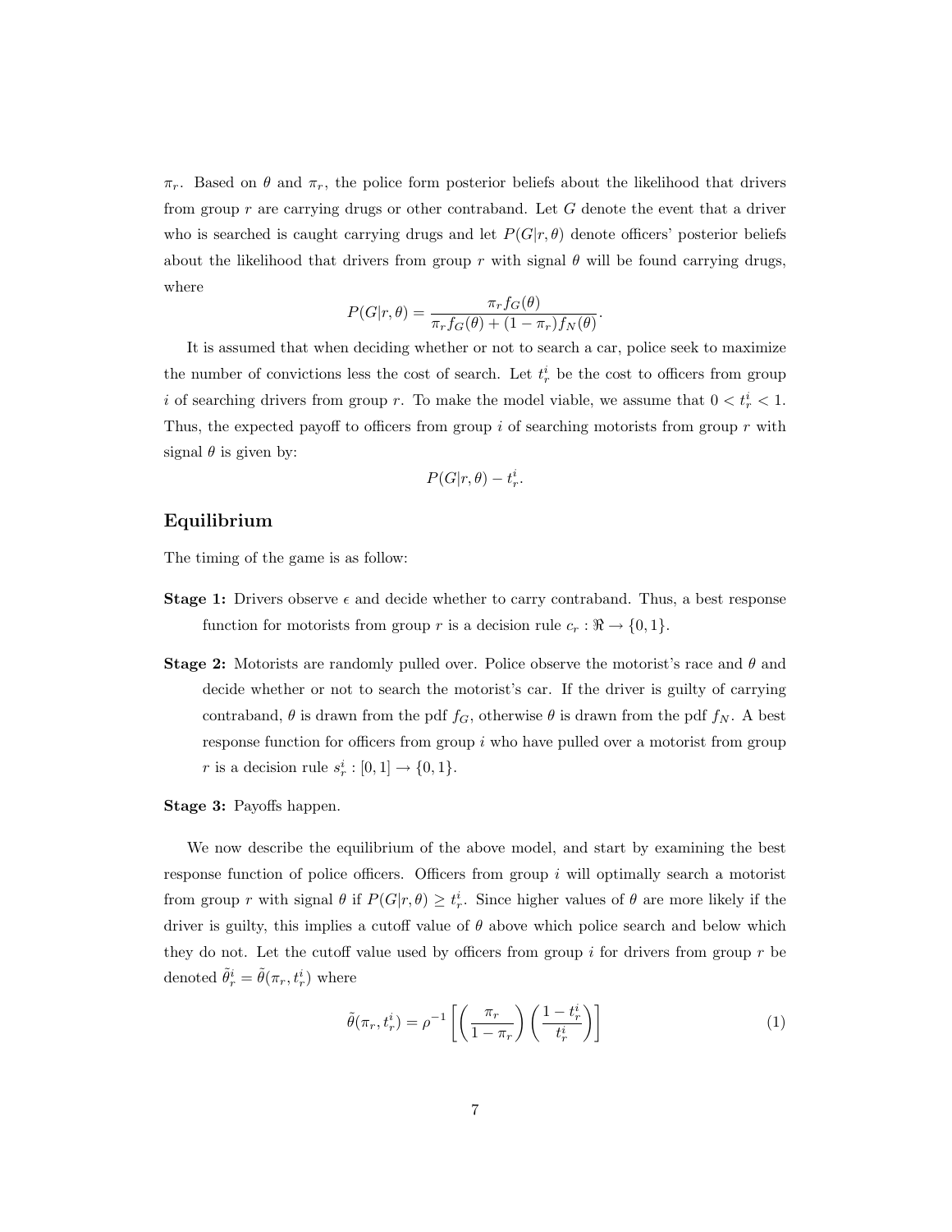$\pi_r$. Based on $\theta$ and $\pi_r$, the police form posterior beliefs about the likelihood that drivers from group $r$ are carrying drugs or other contraband. Let $G$ denote the event that a driver who is searched is caught carrying drugs and let $P(G|r,\theta)$ denote officers' posterior beliefs about the likelihood that drivers from group $r$ with signal $\theta$ will be found carrying drugs, where

$$P(G|r,\theta) = \frac{\pi_r f_G(\theta)}{\pi_r f_G(\theta) + (1-\pi_r) f_N(\theta)}.$$

It is assumed that when deciding whether or not to search a car, police seek to maximize the number of convictions less the cost of search. Let $t_r^i$ be the cost to officers from group $i$ of searching drivers from group $r$. To make the model viable, we assume that $0 < t_r^i < 1$. Thus, the expected payoff to officers from group $i$ of searching motorists from group $r$ with signal $\theta$ is given by:

$$P(G|r,\theta) - t_r^i.$$

## Equilibrium

The timing of the game is as follow:

**Stage 1:** Drivers observe $\epsilon$ and decide whether to carry contraband. Thus, a best response function for motorists from group $r$ is a decision rule $c_r : \Re \to \{0,1\}$.

**Stage 2:** Motorists are randomly pulled over. Police observe the motorist's race and $\theta$ and decide whether or not to search the motorist's car. If the driver is guilty of carrying contraband, $\theta$ is drawn from the pdf $f_G$, otherwise $\theta$ is drawn from the pdf $f_N$. A best response function for officers from group $i$ who have pulled over a motorist from group $r$ is a decision rule $s_r^i : [0,1] \to \{0,1\}$.

**Stage 3:** Payoffs happen.

We now describe the equilibrium of the above model, and start by examining the best response function of police officers. Officers from group $i$ will optimally search a motorist from group $r$ with signal $\theta$ if $P(G|r,\theta) \geq t_r^i$. Since higher values of $\theta$ are more likely if the driver is guilty, this implies a cutoff value of $\theta$ above which police search and below which they do not. Let the cutoff value used by officers from group $i$ for drivers from group $r$ be denoted $\tilde{\theta}_r^i = \tilde{\theta}(\pi_r, t_r^i)$ where

$$\tilde{\theta}(\pi_r, t_r^i) = \rho^{-1}\left[\left(\frac{\pi_r}{1-\pi_r}\right)\left(\frac{1-t_r^i}{t_r^i}\right)\right] \tag{1}$$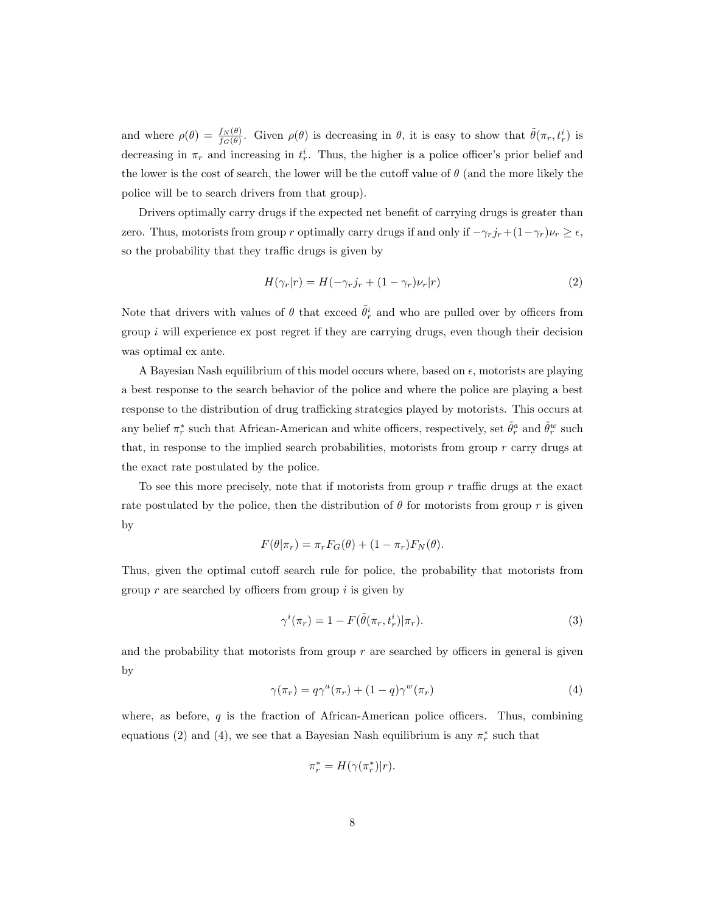and where $\rho(\theta) = \frac{f_N(\theta)}{f_G(\theta)}$. Given $\rho(\theta)$ is decreasing in $\theta$, it is easy to show that $\tilde{\theta}(\pi_r, t_r^i)$ is decreasing in $\pi_r$ and increasing in $t_r^i$. Thus, the higher is a police officer's prior belief and the lower is the cost of search, the lower will be the cutoff value of $\theta$ (and the more likely the police will be to search drivers from that group).

Drivers optimally carry drugs if the expected net benefit of carrying drugs is greater than zero. Thus, motorists from group $r$ optimally carry drugs if and only if $-\gamma_r j_r + (1-\gamma_r)\nu_r \geq \epsilon$, so the probability that they traffic drugs is given by

$$H(\gamma_r|r) = H(-\gamma_r j_r + (1-\gamma_r)\nu_r|r) \tag{2}$$

Note that drivers with values of $\theta$ that exceed $\tilde{\theta}_r^i$ and who are pulled over by officers from group $i$ will experience ex post regret if they are carrying drugs, even though their decision was optimal ex ante.

A Bayesian Nash equilibrium of this model occurs where, based on $\epsilon$, motorists are playing a best response to the search behavior of the police and where the police are playing a best response to the distribution of drug trafficking strategies played by motorists. This occurs at any belief $\pi_r^*$ such that African-American and white officers, respectively, set $\tilde{\theta}_r^a$ and $\tilde{\theta}_r^w$ such that, in response to the implied search probabilities, motorists from group $r$ carry drugs at the exact rate postulated by the police.

To see this more precisely, note that if motorists from group $r$ traffic drugs at the exact rate postulated by the police, then the distribution of $\theta$ for motorists from group $r$ is given by

$$F(\theta|\pi_r) = \pi_r F_G(\theta) + (1-\pi_r)F_N(\theta).$$

Thus, given the optimal cutoff search rule for police, the probability that motorists from group $r$ are searched by officers from group $i$ is given by

$$\gamma^i(\pi_r) = 1 - F(\tilde{\theta}(\pi_r, t_r^i)|\pi_r). \tag{3}$$

and the probability that motorists from group $r$ are searched by officers in general is given by

$$\gamma(\pi_r) = q\gamma^a(\pi_r) + (1-q)\gamma^w(\pi_r) \tag{4}$$

where, as before, $q$ is the fraction of African-American police officers. Thus, combining equations (2) and (4), we see that a Bayesian Nash equilibrium is any $\pi_r^*$ such that

$$\pi_r^* = H(\gamma(\pi_r^*)|r).$$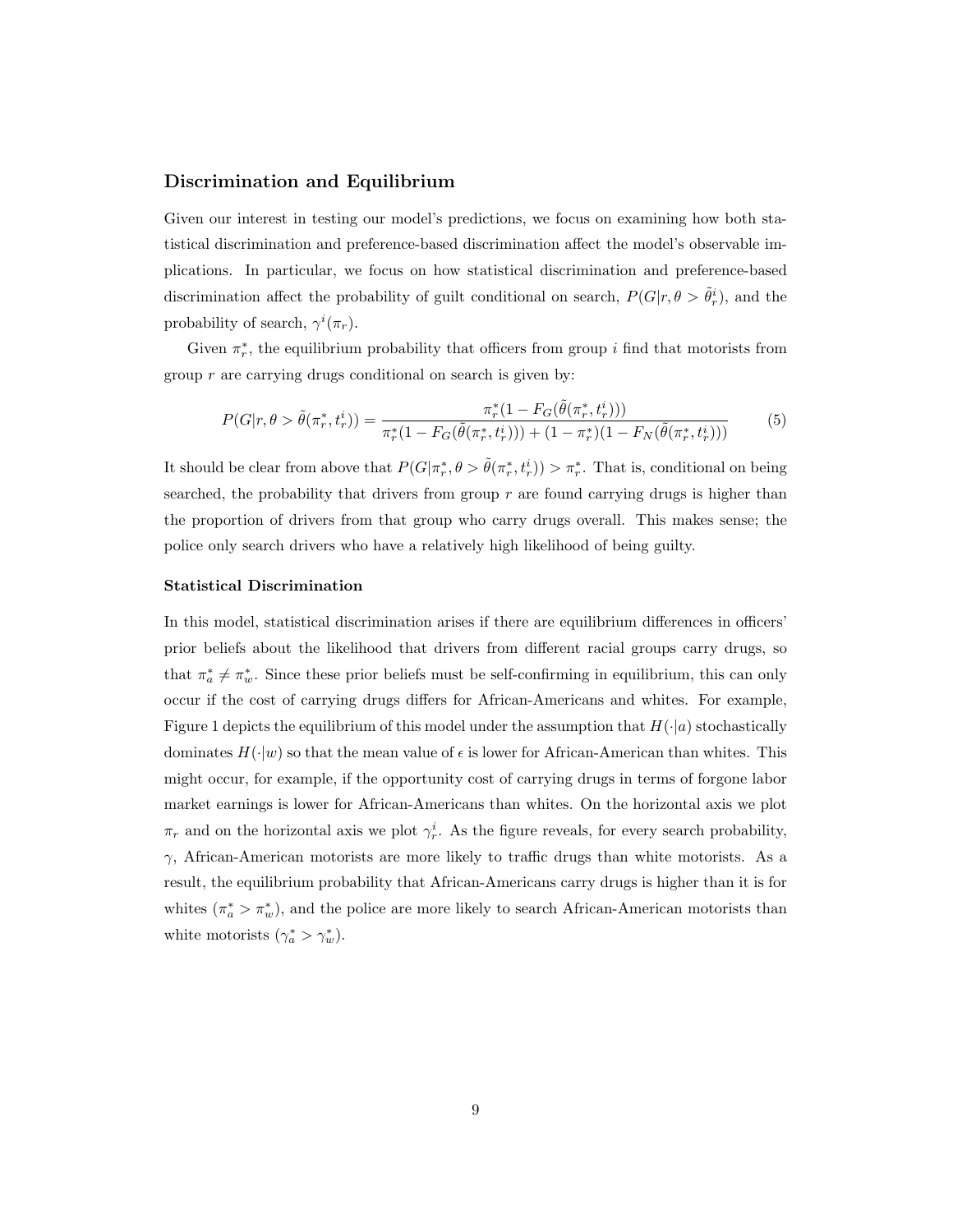### Discrimination and Equilibrium

Given our interest in testing our model's predictions, we focus on examining how both statistical discrimination and preference-based discrimination affect the model's observable implications. In particular, we focus on how statistical discrimination and preference-based discrimination affect the probability of guilt conditional on search, $P(G|r, \theta > \tilde{\theta}_r^i)$, and the probability of search, $\gamma^i(\pi_r)$.

Given $\pi_r^*$, the equilibrium probability that officers from group $i$ find that motorists from group $r$ are carrying drugs conditional on search is given by:

$$P(G|r, \theta > \tilde{\theta}(\pi_r^*, t_r^i)) = \frac{\pi_r^*(1 - F_G(\tilde{\theta}(\pi_r^*, t_r^i)))}{\pi_r^*(1 - F_G(\tilde{\theta}(\pi_r^*, t_r^i))) + (1 - \pi_r^*)(1 - F_N(\tilde{\theta}(\pi_r^*, t_r^i)))} \tag{5}$$

It should be clear from above that $P(G|\pi_r^*, \theta > \tilde{\theta}(\pi_r^*, t_r^i)) > \pi_r^*$. That is, conditional on being searched, the probability that drivers from group $r$ are found carrying drugs is higher than the proportion of drivers from that group who carry drugs overall. This makes sense; the police only search drivers who have a relatively high likelihood of being guilty.

#### Statistical Discrimination

In this model, statistical discrimination arises if there are equilibrium differences in officers' prior beliefs about the likelihood that drivers from different racial groups carry drugs, so that $\pi_a^* \neq \pi_w^*$. Since these prior beliefs must be self-confirming in equilibrium, this can only occur if the cost of carrying drugs differs for African-Americans and whites. For example, Figure 1 depicts the equilibrium of this model under the assumption that $H(\cdot|a)$ stochastically dominates $H(\cdot|w)$ so that the mean value of $\epsilon$ is lower for African-American than whites. This might occur, for example, if the opportunity cost of carrying drugs in terms of forgone labor market earnings is lower for African-Americans than whites. On the horizontal axis we plot $\pi_r$ and on the horizontal axis we plot $\gamma_r^i$. As the figure reveals, for every search probability, $\gamma$, African-American motorists are more likely to traffic drugs than white motorists. As a result, the equilibrium probability that African-Americans carry drugs is higher than it is for whites ($\pi_a^* > \pi_w^*$), and the police are more likely to search African-American motorists than white motorists ($\gamma_a^* > \gamma_w^*$).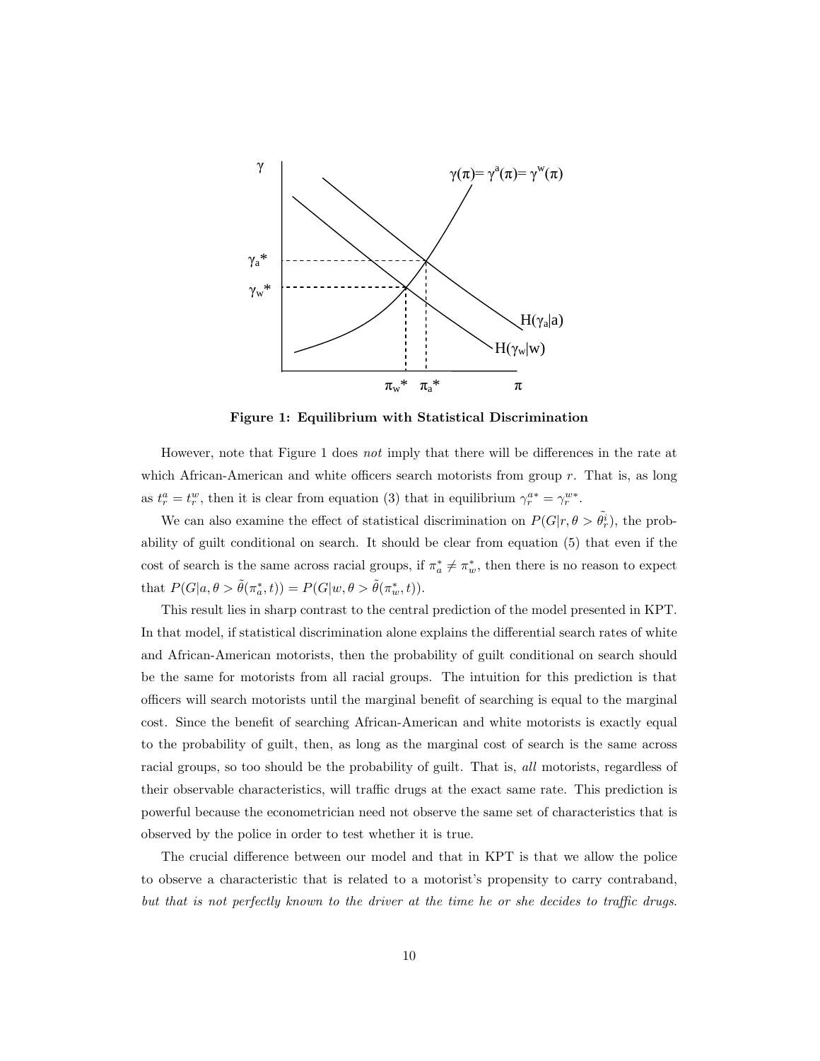**Figure 1: Equilibrium with Statistical Discrimination**

However, note that Figure 1 does *not* imply that there will be differences in the rate at which African-American and white officers search motorists from group $r$. That is, as long as $t_r^a = t_r^w$, then it is clear from equation (3) that in equilibrium $\gamma_r^{a*} = \gamma_r^{w*}$.

We can also examine the effect of statistical discrimination on $P(G|r, \theta > \tilde{\theta}_r^i)$, the probability of guilt conditional on search. It should be clear from equation (5) that even if the cost of search is the same across racial groups, if $\pi_a^* \neq \pi_w^*$, then there is no reason to expect that $P(G|a, \theta > \tilde{\theta}(\pi_a^*, t)) = P(G|w, \theta > \tilde{\theta}(\pi_w^*, t))$.

This result lies in sharp contrast to the central prediction of the model presented in KPT. In that model, if statistical discrimination alone explains the differential search rates of white and African-American motorists, then the probability of guilt conditional on search should be the same for motorists from all racial groups. The intuition for this prediction is that officers will search motorists until the marginal benefit of searching is equal to the marginal cost. Since the benefit of searching African-American and white motorists is exactly equal to the probability of guilt, then, as long as the marginal cost of search is the same across racial groups, so too should be the probability of guilt. That is, *all* motorists, regardless of their observable characteristics, will traffic drugs at the exact same rate. This prediction is powerful because the econometrician need not observe the same set of characteristics that is observed by the police in order to test whether it is true.

The crucial difference between our model and that in KPT is that we allow the police to observe a characteristic that is related to a motorist's propensity to carry contraband, *but that is not perfectly known to the driver at the time he or she decides to traffic drugs.*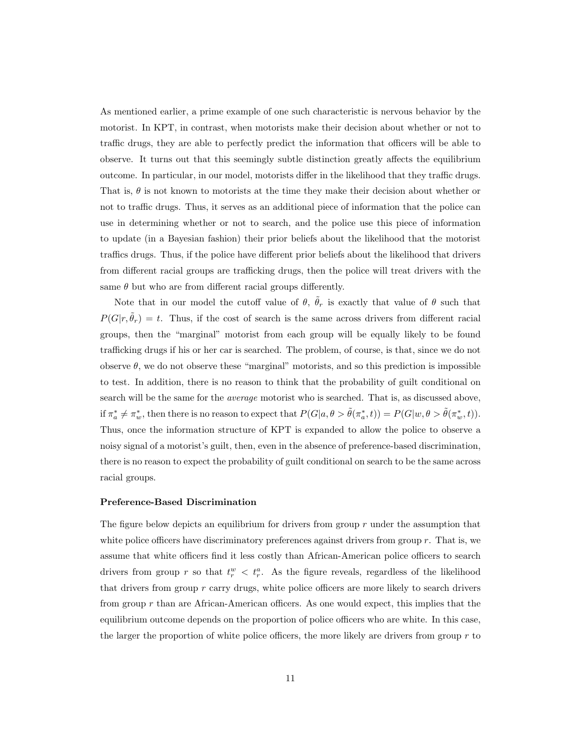As mentioned earlier, a prime example of one such characteristic is nervous behavior by the motorist. In KPT, in contrast, when motorists make their decision about whether or not to traffic drugs, they are able to perfectly predict the information that officers will be able to observe. It turns out that this seemingly subtle distinction greatly affects the equilibrium outcome. In particular, in our model, motorists differ in the likelihood that they traffic drugs. That is, $\theta$ is not known to motorists at the time they make their decision about whether or not to traffic drugs. Thus, it serves as an additional piece of information that the police can use in determining whether or not to search, and the police use this piece of information to update (in a Bayesian fashion) their prior beliefs about the likelihood that the motorist traffics drugs. Thus, if the police have different prior beliefs about the likelihood that drivers from different racial groups are trafficking drugs, then the police will treat drivers with the same $\theta$ but who are from different racial groups differently.

Note that in our model the cutoff value of $\theta$, $\tilde{\theta}_r$ is exactly that value of $\theta$ such that $P(G|r, \tilde{\theta}_r) = t$. Thus, if the cost of search is the same across drivers from different racial groups, then the "marginal" motorist from each group will be equally likely to be found trafficking drugs if his or her car is searched. The problem, of course, is that, since we do not observe $\theta$, we do not observe these "marginal" motorists, and so this prediction is impossible to test. In addition, there is no reason to think that the probability of guilt conditional on search will be the same for the *average* motorist who is searched. That is, as discussed above, if $\pi_a^* \neq \pi_w^*$, then there is no reason to expect that $P(G|a, \theta > \tilde{\theta}(\pi_a^*, t)) = P(G|w, \theta > \tilde{\theta}(\pi_w^*, t))$. Thus, once the information structure of KPT is expanded to allow the police to observe a noisy signal of a motorist's guilt, then, even in the absence of preference-based discrimination, there is no reason to expect the probability of guilt conditional on search to be the same across racial groups.

**Preference-Based Discrimination**

The figure below depicts an equilibrium for drivers from group $r$ under the assumption that white police officers have discriminatory preferences against drivers from group $r$. That is, we assume that white officers find it less costly than African-American police officers to search drivers from group $r$ so that $t_r^w < t_r^a$. As the figure reveals, regardless of the likelihood that drivers from group $r$ carry drugs, white police officers are more likely to search drivers from group $r$ than are African-American officers. As one would expect, this implies that the equilibrium outcome depends on the proportion of police officers who are white. In this case, the larger the proportion of white police officers, the more likely are drivers from group $r$ to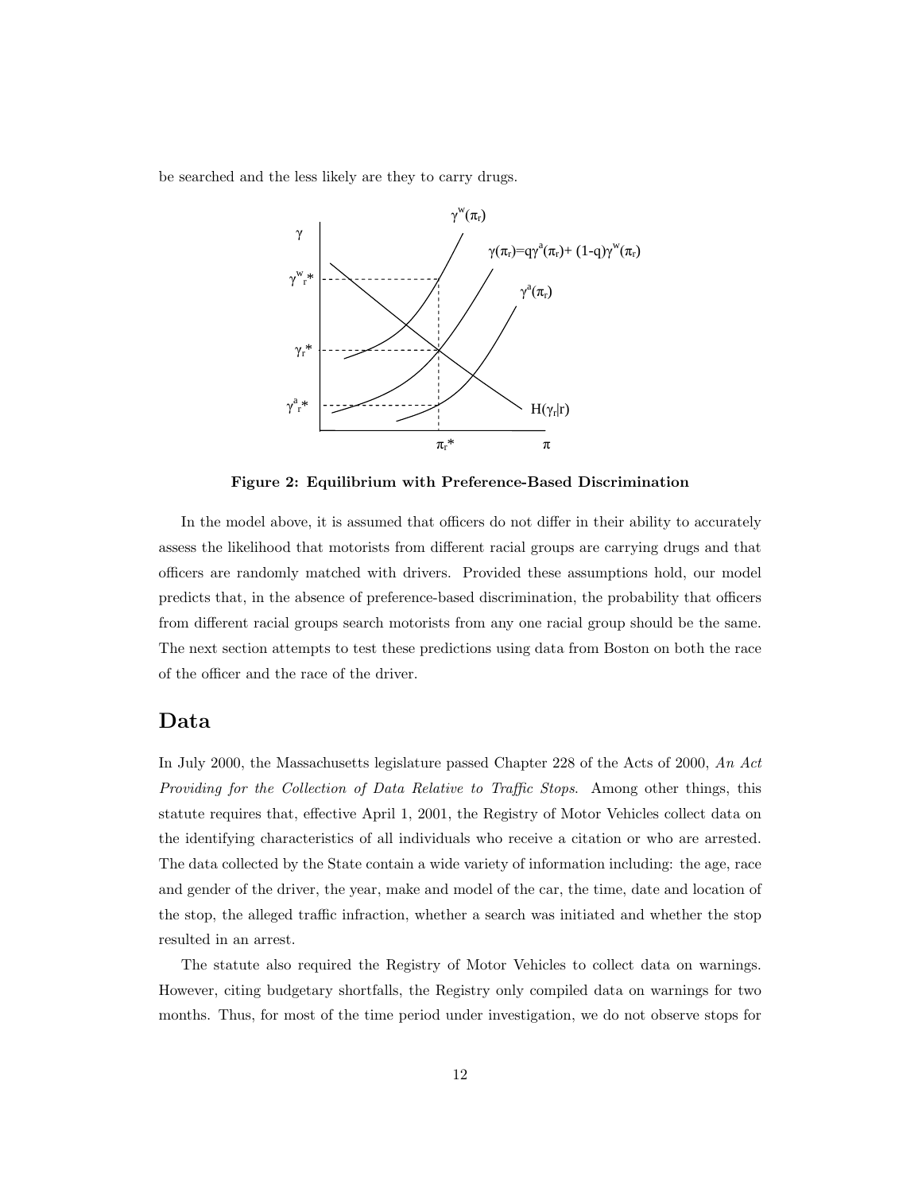be searched and the less likely are they to carry drugs.

**Figure 2: Equilibrium with Preference-Based Discrimination**

In the model above, it is assumed that officers do not differ in their ability to accurately assess the likelihood that motorists from different racial groups are carrying drugs and that officers are randomly matched with drivers. Provided these assumptions hold, our model predicts that, in the absence of preference-based discrimination, the probability that officers from different racial groups search motorists from any one racial group should be the same. The next section attempts to test these predictions using data from Boston on both the race of the officer and the race of the driver.

## Data

In July 2000, the Massachusetts legislature passed Chapter 228 of the Acts of 2000, *An Act Providing for the Collection of Data Relative to Traffic Stops.* Among other things, this statute requires that, effective April 1, 2001, the Registry of Motor Vehicles collect data on the identifying characteristics of all individuals who receive a citation or who are arrested. The data collected by the State contain a wide variety of information including: the age, race and gender of the driver, the year, make and model of the car, the time, date and location of the stop, the alleged traffic infraction, whether a search was initiated and whether the stop resulted in an arrest.

The statute also required the Registry of Motor Vehicles to collect data on warnings. However, citing budgetary shortfalls, the Registry only compiled data on warnings for two months. Thus, for most of the time period under investigation, we do not observe stops for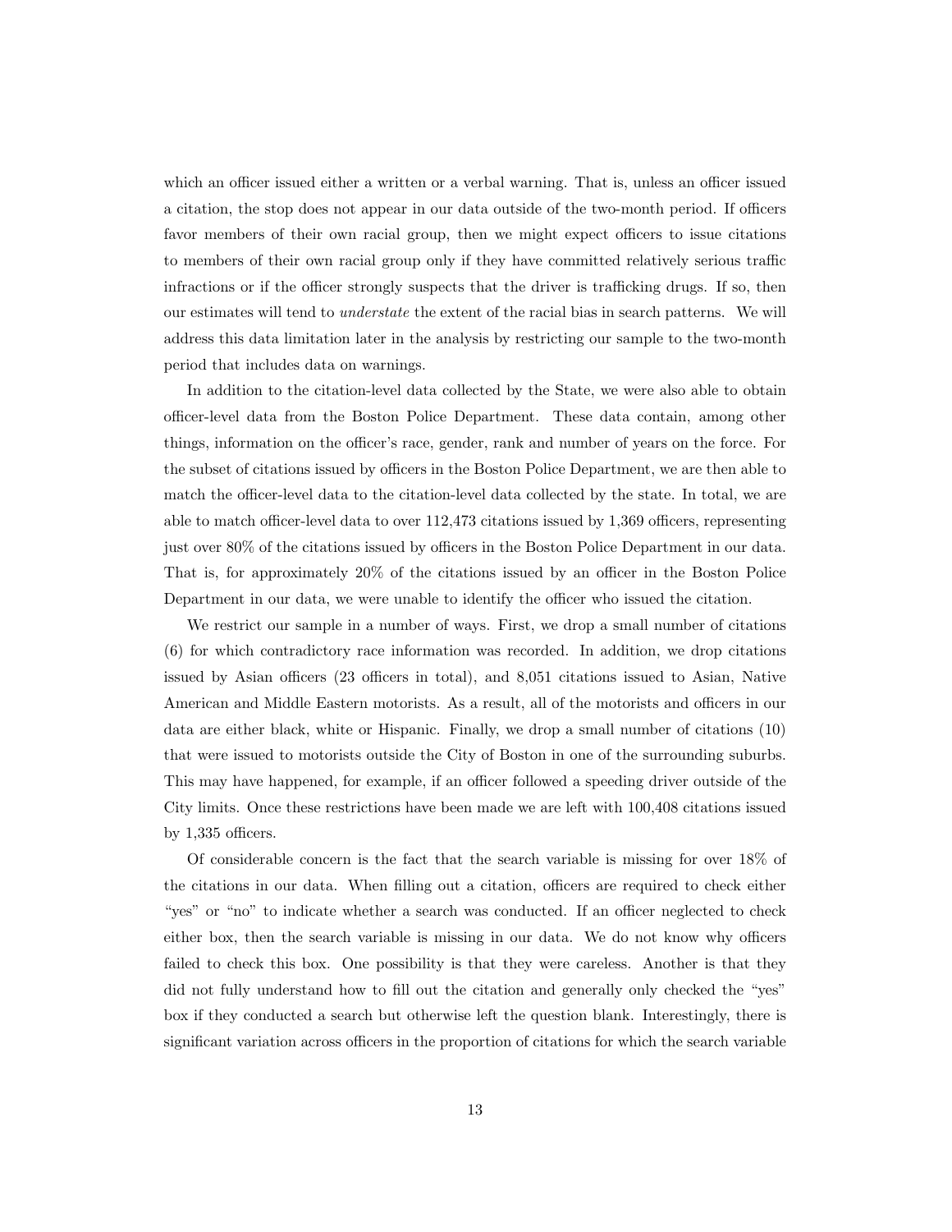which an officer issued either a written or a verbal warning. That is, unless an officer issued a citation, the stop does not appear in our data outside of the two-month period. If officers favor members of their own racial group, then we might expect officers to issue citations to members of their own racial group only if they have committed relatively serious traffic infractions or if the officer strongly suspects that the driver is trafficking drugs. If so, then our estimates will tend to *understate* the extent of the racial bias in search patterns. We will address this data limitation later in the analysis by restricting our sample to the two-month period that includes data on warnings.

In addition to the citation-level data collected by the State, we were also able to obtain officer-level data from the Boston Police Department. These data contain, among other things, information on the officer's race, gender, rank and number of years on the force. For the subset of citations issued by officers in the Boston Police Department, we are then able to match the officer-level data to the citation-level data collected by the state. In total, we are able to match officer-level data to over 112,473 citations issued by 1,369 officers, representing just over 80% of the citations issued by officers in the Boston Police Department in our data. That is, for approximately 20% of the citations issued by an officer in the Boston Police Department in our data, we were unable to identify the officer who issued the citation.

We restrict our sample in a number of ways. First, we drop a small number of citations (6) for which contradictory race information was recorded. In addition, we drop citations issued by Asian officers (23 officers in total), and 8,051 citations issued to Asian, Native American and Middle Eastern motorists. As a result, all of the motorists and officers in our data are either black, white or Hispanic. Finally, we drop a small number of citations (10) that were issued to motorists outside the City of Boston in one of the surrounding suburbs. This may have happened, for example, if an officer followed a speeding driver outside of the City limits. Once these restrictions have been made we are left with 100,408 citations issued by 1,335 officers.

Of considerable concern is the fact that the search variable is missing for over 18% of the citations in our data. When filling out a citation, officers are required to check either "yes" or "no" to indicate whether a search was conducted. If an officer neglected to check either box, then the search variable is missing in our data. We do not know why officers failed to check this box. One possibility is that they were careless. Another is that they did not fully understand how to fill out the citation and generally only checked the "yes" box if they conducted a search but otherwise left the question blank. Interestingly, there is significant variation across officers in the proportion of citations for which the search variable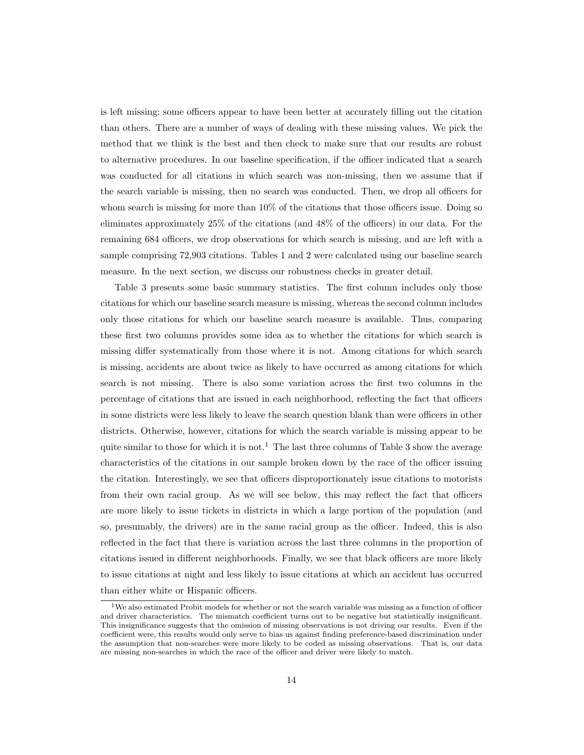is left missing; some officers appear to have been better at accurately filling out the citation than others. There are a number of ways of dealing with these missing values. We pick the method that we think is the best and then check to make sure that our results are robust to alternative procedures. In our baseline specification, if the officer indicated that a search was conducted for all citations in which search was non-missing, then we assume that if the search variable is missing, then no search was conducted. Then, we drop all officers for whom search is missing for more than 10% of the citations that those officers issue. Doing so eliminates approximately 25% of the citations (and 48% of the officers) in our data. For the remaining 684 officers, we drop observations for which search is missing, and are left with a sample comprising 72,903 citations. Tables 1 and 2 were calculated using our baseline search measure. In the next section, we discuss our robustness checks in greater detail.

Table 3 presents some basic summary statistics. The first column includes only those citations for which our baseline search measure is missing, whereas the second column includes only those citations for which our baseline search measure is available. Thus, comparing these first two columns provides some idea as to whether the citations for which search is missing differ systematically from those where it is not. Among citations for which search is missing, accidents are about twice as likely to have occurred as among citations for which search is not missing. There is also some variation across the first two columns in the percentage of citations that are issued in each neighborhood, reflecting the fact that officers in some districts were less likely to leave the search question blank than were officers in other districts. Otherwise, however, citations for which the search variable is missing appear to be quite similar to those for which it is not.[1] The last three columns of Table 3 show the average characteristics of the citations in our sample broken down by the race of the officer issuing the citation. Interestingly, we see that officers disproportionately issue citations to motorists from their own racial group. As we will see below, this may reflect the fact that officers are more likely to issue tickets in districts in which a large portion of the population (and so, presumably, the drivers) are in the same racial group as the officer. Indeed, this is also reflected in the fact that there is variation across the last three columns in the proportion of citations issued in different neighborhoods. Finally, we see that black officers are more likely to issue citations at night and less likely to issue citations at which an accident has occurred than either white or Hispanic officers.

[1] We also estimated Probit models for whether or not the search variable was missing as a function of officer and driver characteristics. The mismatch coefficient turns out to be negative but statistically insignificant. This insignificance suggests that the omission of missing observations is not driving our results. Even if the coefficient were, this results would only serve to bias us against finding preference-based discrimination under the assumption that non-searches were more likely to be coded as missing observations. That is, our data are missing non-searches in which the race of the officer and driver were likely to match.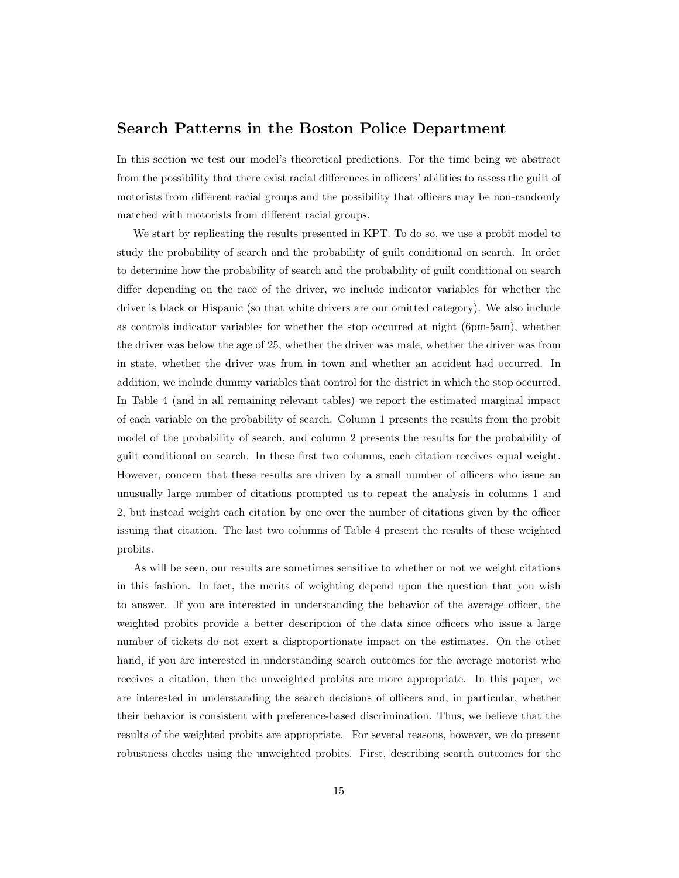## Search Patterns in the Boston Police Department

In this section we test our model's theoretical predictions. For the time being we abstract from the possibility that there exist racial differences in officers' abilities to assess the guilt of motorists from different racial groups and the possibility that officers may be non-randomly matched with motorists from different racial groups.

We start by replicating the results presented in KPT. To do so, we use a probit model to study the probability of search and the probability of guilt conditional on search. In order to determine how the probability of search and the probability of guilt conditional on search differ depending on the race of the driver, we include indicator variables for whether the driver is black or Hispanic (so that white drivers are our omitted category). We also include as controls indicator variables for whether the stop occurred at night (6pm-5am), whether the driver was below the age of 25, whether the driver was male, whether the driver was from in state, whether the driver was from in town and whether an accident had occurred. In addition, we include dummy variables that control for the district in which the stop occurred. In Table 4 (and in all remaining relevant tables) we report the estimated marginal impact of each variable on the probability of search. Column 1 presents the results from the probit model of the probability of search, and column 2 presents the results for the probability of guilt conditional on search. In these first two columns, each citation receives equal weight. However, concern that these results are driven by a small number of officers who issue an unusually large number of citations prompted us to repeat the analysis in columns 1 and 2, but instead weight each citation by one over the number of citations given by the officer issuing that citation. The last two columns of Table 4 present the results of these weighted probits.

As will be seen, our results are sometimes sensitive to whether or not we weight citations in this fashion. In fact, the merits of weighting depend upon the question that you wish to answer. If you are interested in understanding the behavior of the average officer, the weighted probits provide a better description of the data since officers who issue a large number of tickets do not exert a disproportionate impact on the estimates. On the other hand, if you are interested in understanding search outcomes for the average motorist who receives a citation, then the unweighted probits are more appropriate. In this paper, we are interested in understanding the search decisions of officers and, in particular, whether their behavior is consistent with preference-based discrimination. Thus, we believe that the results of the weighted probits are appropriate. For several reasons, however, we do present robustness checks using the unweighted probits. First, describing search outcomes for the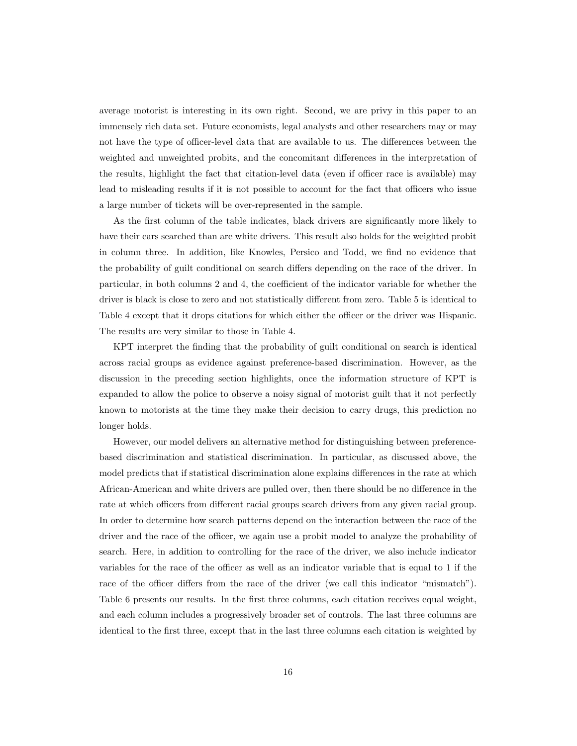average motorist is interesting in its own right. Second, we are privy in this paper to an immensely rich data set. Future economists, legal analysts and other researchers may or may not have the type of officer-level data that are available to us. The differences between the weighted and unweighted probits, and the concomitant differences in the interpretation of the results, highlight the fact that citation-level data (even if officer race is available) may lead to misleading results if it is not possible to account for the fact that officers who issue a large number of tickets will be over-represented in the sample.

As the first column of the table indicates, black drivers are significantly more likely to have their cars searched than are white drivers. This result also holds for the weighted probit in column three. In addition, like Knowles, Persico and Todd, we find no evidence that the probability of guilt conditional on search differs depending on the race of the driver. In particular, in both columns 2 and 4, the coefficient of the indicator variable for whether the driver is black is close to zero and not statistically different from zero. Table 5 is identical to Table 4 except that it drops citations for which either the officer or the driver was Hispanic. The results are very similar to those in Table 4.

KPT interpret the finding that the probability of guilt conditional on search is identical across racial groups as evidence against preference-based discrimination. However, as the discussion in the preceding section highlights, once the information structure of KPT is expanded to allow the police to observe a noisy signal of motorist guilt that it not perfectly known to motorists at the time they make their decision to carry drugs, this prediction no longer holds.

However, our model delivers an alternative method for distinguishing between preference-based discrimination and statistical discrimination. In particular, as discussed above, the model predicts that if statistical discrimination alone explains differences in the rate at which African-American and white drivers are pulled over, then there should be no difference in the rate at which officers from different racial groups search drivers from any given racial group. In order to determine how search patterns depend on the interaction between the race of the driver and the race of the officer, we again use a probit model to analyze the probability of search. Here, in addition to controlling for the race of the driver, we also include indicator variables for the race of the officer as well as an indicator variable that is equal to 1 if the race of the officer differs from the race of the driver (we call this indicator "mismatch"). Table 6 presents our results. In the first three columns, each citation receives equal weight, and each column includes a progressively broader set of controls. The last three columns are identical to the first three, except that in the last three columns each citation is weighted by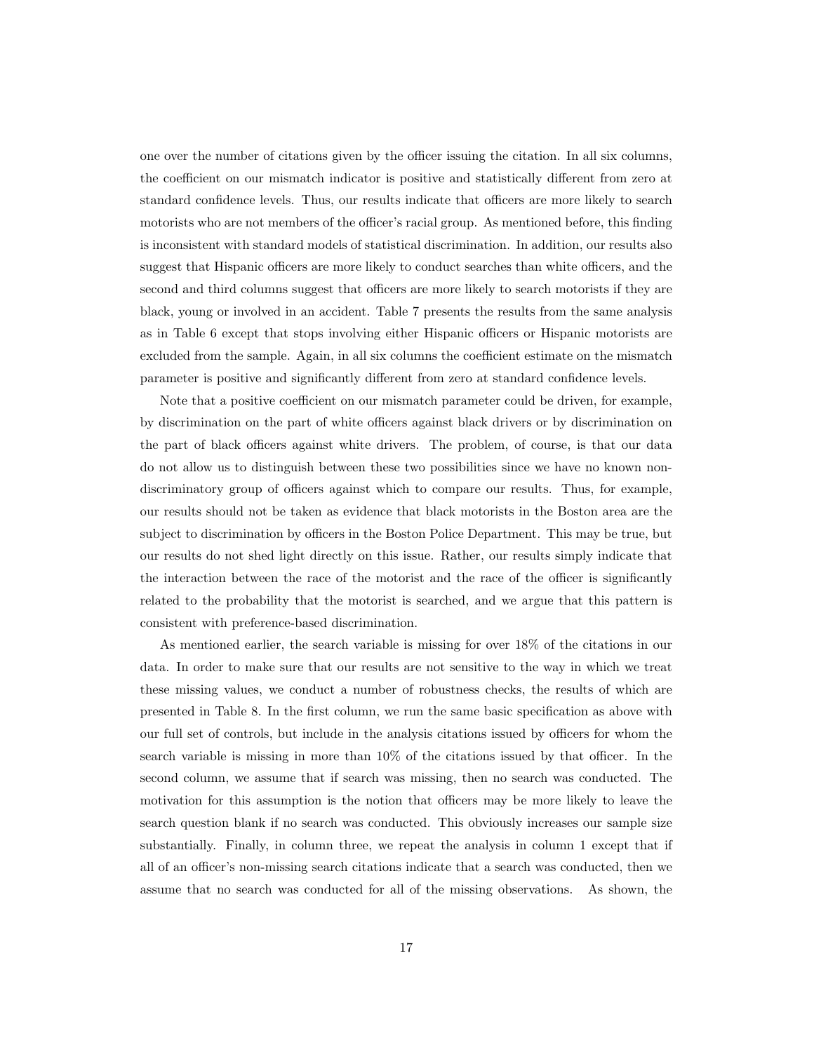one over the number of citations given by the officer issuing the citation. In all six columns, the coefficient on our mismatch indicator is positive and statistically different from zero at standard confidence levels. Thus, our results indicate that officers are more likely to search motorists who are not members of the officer's racial group. As mentioned before, this finding is inconsistent with standard models of statistical discrimination. In addition, our results also suggest that Hispanic officers are more likely to conduct searches than white officers, and the second and third columns suggest that officers are more likely to search motorists if they are black, young or involved in an accident. Table 7 presents the results from the same analysis as in Table 6 except that stops involving either Hispanic officers or Hispanic motorists are excluded from the sample. Again, in all six columns the coefficient estimate on the mismatch parameter is positive and significantly different from zero at standard confidence levels.

Note that a positive coefficient on our mismatch parameter could be driven, for example, by discrimination on the part of white officers against black drivers or by discrimination on the part of black officers against white drivers. The problem, of course, is that our data do not allow us to distinguish between these two possibilities since we have no known non-discriminatory group of officers against which to compare our results. Thus, for example, our results should not be taken as evidence that black motorists in the Boston area are the subject to discrimination by officers in the Boston Police Department. This may be true, but our results do not shed light directly on this issue. Rather, our results simply indicate that the interaction between the race of the motorist and the race of the officer is significantly related to the probability that the motorist is searched, and we argue that this pattern is consistent with preference-based discrimination.

As mentioned earlier, the search variable is missing for over 18% of the citations in our data. In order to make sure that our results are not sensitive to the way in which we treat these missing values, we conduct a number of robustness checks, the results of which are presented in Table 8. In the first column, we run the same basic specification as above with our full set of controls, but include in the analysis citations issued by officers for whom the search variable is missing in more than 10% of the citations issued by that officer. In the second column, we assume that if search was missing, then no search was conducted. The motivation for this assumption is the notion that officers may be more likely to leave the search question blank if no search was conducted. This obviously increases our sample size substantially. Finally, in column three, we repeat the analysis in column 1 except that if all of an officer's non-missing search citations indicate that a search was conducted, then we assume that no search was conducted for all of the missing observations. As shown, the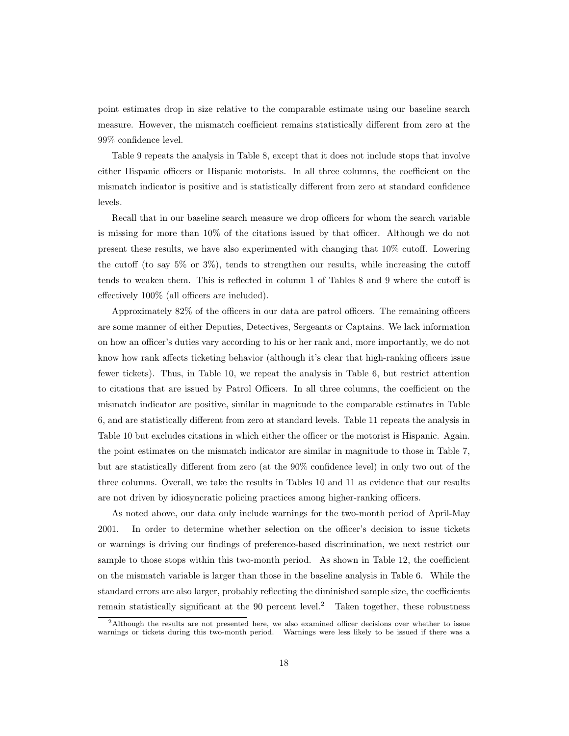point estimates drop in size relative to the comparable estimate using our baseline search measure. However, the mismatch coefficient remains statistically different from zero at the 99% confidence level.

Table 9 repeats the analysis in Table 8, except that it does not include stops that involve either Hispanic officers or Hispanic motorists. In all three columns, the coefficient on the mismatch indicator is positive and is statistically different from zero at standard confidence levels.

Recall that in our baseline search measure we drop officers for whom the search variable is missing for more than 10% of the citations issued by that officer. Although we do not present these results, we have also experimented with changing that 10% cutoff. Lowering the cutoff (to say 5% or 3%), tends to strengthen our results, while increasing the cutoff tends to weaken them. This is reflected in column 1 of Tables 8 and 9 where the cutoff is effectively 100% (all officers are included).

Approximately 82% of the officers in our data are patrol officers. The remaining officers are some manner of either Deputies, Detectives, Sergeants or Captains. We lack information on how an officer's duties vary according to his or her rank and, more importantly, we do not know how rank affects ticketing behavior (although it's clear that high-ranking officers issue fewer tickets). Thus, in Table 10, we repeat the analysis in Table 6, but restrict attention to citations that are issued by Patrol Officers. In all three columns, the coefficient on the mismatch indicator are positive, similar in magnitude to the comparable estimates in Table 6, and are statistically different from zero at standard levels. Table 11 repeats the analysis in Table 10 but excludes citations in which either the officer or the motorist is Hispanic. Again. the point estimates on the mismatch indicator are similar in magnitude to those in Table 7, but are statistically different from zero (at the 90% confidence level) in only two out of the three columns. Overall, we take the results in Tables 10 and 11 as evidence that our results are not driven by idiosyncratic policing practices among higher-ranking officers.

As noted above, our data only include warnings for the two-month period of April-May 2001. In order to determine whether selection on the officer's decision to issue tickets or warnings is driving our findings of preference-based discrimination, we next restrict our sample to those stops within this two-month period. As shown in Table 12, the coefficient on the mismatch variable is larger than those in the baseline analysis in Table 6. While the standard errors are also larger, probably reflecting the diminished sample size, the coefficients remain statistically significant at the 90 percent level.[2] Taken together, these robustness

[2]Although the results are not presented here, we also examined officer decisions over whether to issue warnings or tickets during this two-month period. Warnings were less likely to be issued if there was a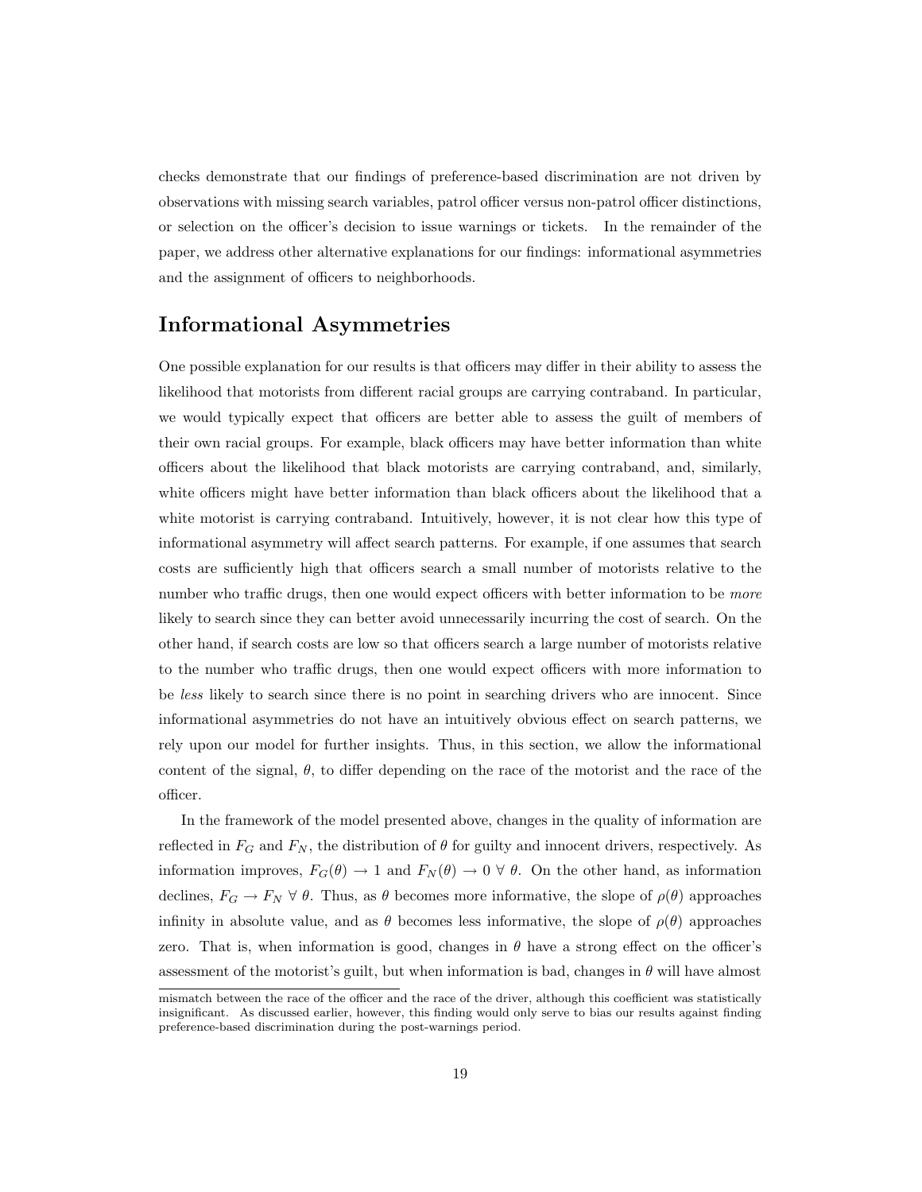checks demonstrate that our findings of preference-based discrimination are not driven by observations with missing search variables, patrol officer versus non-patrol officer distinctions, or selection on the officer's decision to issue warnings or tickets. In the remainder of the paper, we address other alternative explanations for our findings: informational asymmetries and the assignment of officers to neighborhoods.

## Informational Asymmetries

One possible explanation for our results is that officers may differ in their ability to assess the likelihood that motorists from different racial groups are carrying contraband. In particular, we would typically expect that officers are better able to assess the guilt of members of their own racial groups. For example, black officers may have better information than white officers about the likelihood that black motorists are carrying contraband, and, similarly, white officers might have better information than black officers about the likelihood that a white motorist is carrying contraband. Intuitively, however, it is not clear how this type of informational asymmetry will affect search patterns. For example, if one assumes that search costs are sufficiently high that officers search a small number of motorists relative to the number who traffic drugs, then one would expect officers with better information to be *more* likely to search since they can better avoid unnecessarily incurring the cost of search. On the other hand, if search costs are low so that officers search a large number of motorists relative to the number who traffic drugs, then one would expect officers with more information to be *less* likely to search since there is no point in searching drivers who are innocent. Since informational asymmetries do not have an intuitively obvious effect on search patterns, we rely upon our model for further insights. Thus, in this section, we allow the informational content of the signal, $\theta$, to differ depending on the race of the motorist and the race of the officer.

In the framework of the model presented above, changes in the quality of information are reflected in $F_G$ and $F_N$, the distribution of $\theta$ for guilty and innocent drivers, respectively. As information improves, $F_G(\theta) \to 1$ and $F_N(\theta) \to 0 \ \forall \ \theta$. On the other hand, as information declines, $F_G \to F_N \ \forall \ \theta$. Thus, as $\theta$ becomes more informative, the slope of $\rho(\theta)$ approaches infinity in absolute value, and as $\theta$ becomes less informative, the slope of $\rho(\theta)$ approaches zero. That is, when information is good, changes in $\theta$ have a strong effect on the officer's assessment of the motorist's guilt, but when information is bad, changes in $\theta$ will have almost

mismatch between the race of the officer and the race of the driver, although this coefficient was statistically insignificant. As discussed earlier, however, this finding would only serve to bias our results against finding preference-based discrimination during the post-warnings period.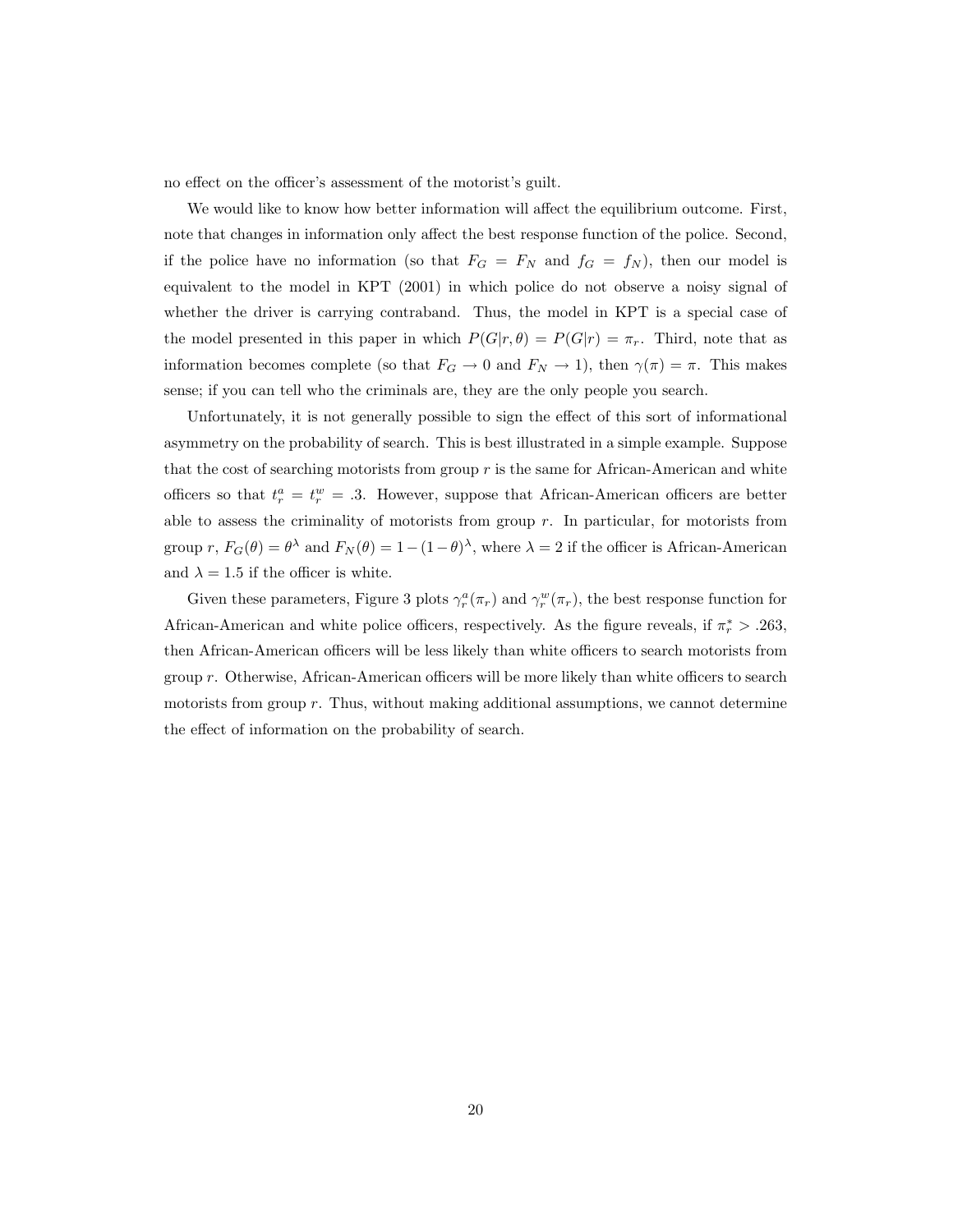no effect on the officer's assessment of the motorist's guilt.

We would like to know how better information will affect the equilibrium outcome. First, note that changes in information only affect the best response function of the police. Second, if the police have no information (so that $F_G = F_N$ and $f_G = f_N$), then our model is equivalent to the model in KPT (2001) in which police do not observe a noisy signal of whether the driver is carrying contraband. Thus, the model in KPT is a special case of the model presented in this paper in which $P(G|r, \theta) = P(G|r) = \pi_r$. Third, note that as information becomes complete (so that $F_G \to 0$ and $F_N \to 1$), then $\gamma(\pi) = \pi$. This makes sense; if you can tell who the criminals are, they are the only people you search.

Unfortunately, it is not generally possible to sign the effect of this sort of informational asymmetry on the probability of search. This is best illustrated in a simple example. Suppose that the cost of searching motorists from group $r$ is the same for African-American and white officers so that $t_r^a = t_r^w = .3$. However, suppose that African-American officers are better able to assess the criminality of motorists from group $r$. In particular, for motorists from group $r$, $F_G(\theta) = \theta^\lambda$ and $F_N(\theta) = 1 - (1-\theta)^\lambda$, where $\lambda = 2$ if the officer is African-American and $\lambda = 1.5$ if the officer is white.

Given these parameters, Figure 3 plots $\gamma_r^a(\pi_r)$ and $\gamma_r^w(\pi_r)$, the best response function for African-American and white police officers, respectively. As the figure reveals, if $\pi_r^* > .263$, then African-American officers will be less likely than white officers to search motorists from group $r$. Otherwise, African-American officers will be more likely than white officers to search motorists from group $r$. Thus, without making additional assumptions, we cannot determine the effect of information on the probability of search.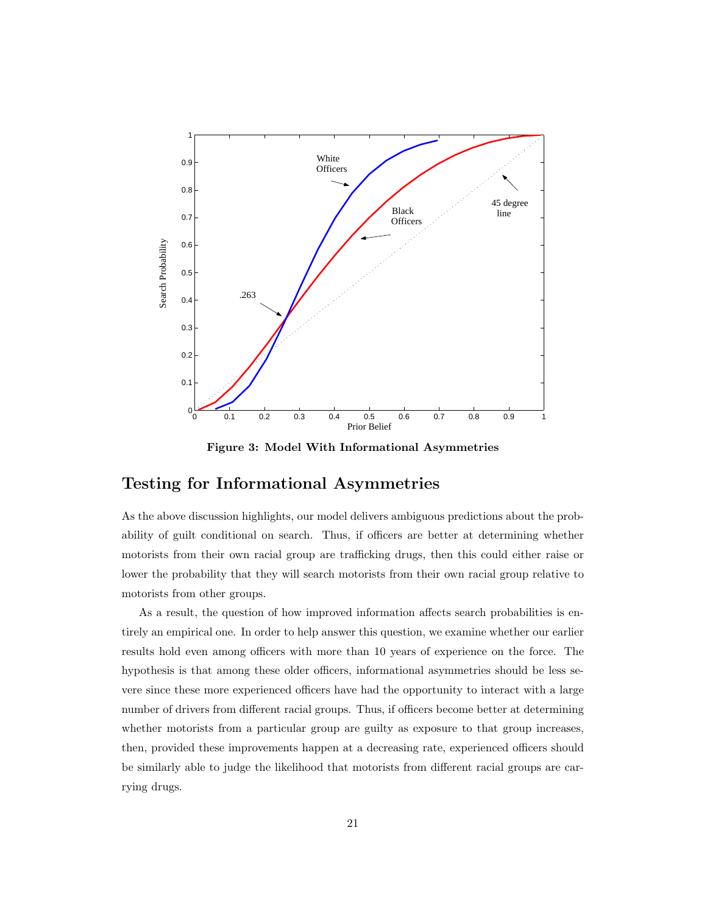**Figure 3: Model With Informational Asymmetries**

## Testing for Informational Asymmetries

As the above discussion highlights, our model delivers ambiguous predictions about the probability of guilt conditional on search. Thus, if officers are better at determining whether motorists from their own racial group are trafficking drugs, then this could either raise or lower the probability that they will search motorists from their own racial group relative to motorists from other groups.

As a result, the question of how improved information affects search probabilities is entirely an empirical one. In order to help answer this question, we examine whether our earlier results hold even among officers with more than 10 years of experience on the force. The hypothesis is that among these older officers, informational asymmetries should be less severe since these more experienced officers have had the opportunity to interact with a large number of drivers from different racial groups. Thus, if officers become better at determining whether motorists from a particular group are guilty as exposure to that group increases, then, provided these improvements happen at a decreasing rate, experienced officers should be similarly able to judge the likelihood that motorists from different racial groups are carrying drugs.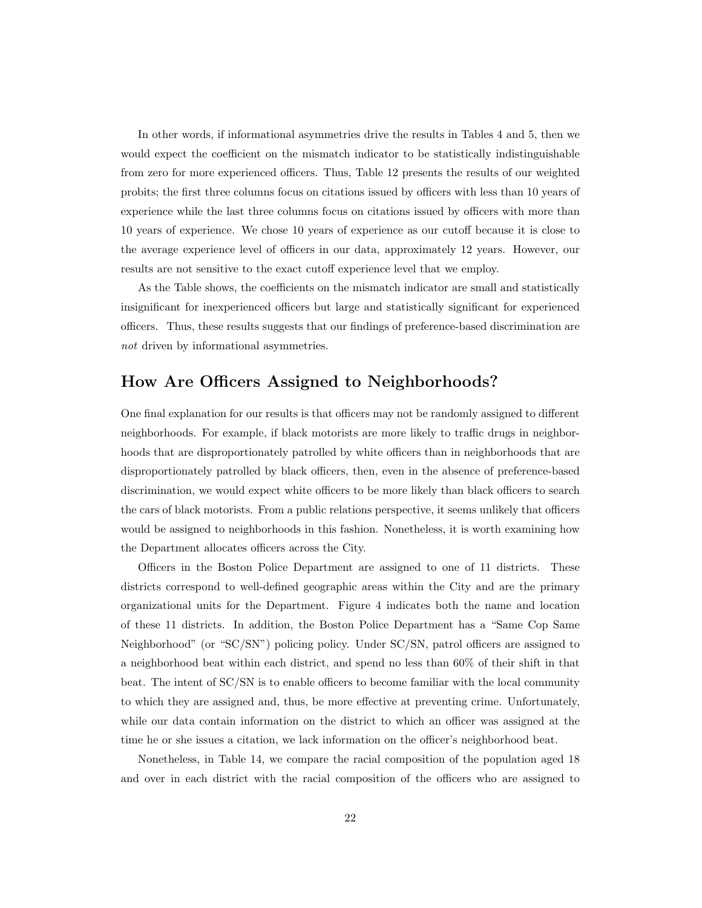In other words, if informational asymmetries drive the results in Tables 4 and 5, then we would expect the coefficient on the mismatch indicator to be statistically indistinguishable from zero for more experienced officers. Thus, Table 12 presents the results of our weighted probits; the first three columns focus on citations issued by officers with less than 10 years of experience while the last three columns focus on citations issued by officers with more than 10 years of experience. We chose 10 years of experience as our cutoff because it is close to the average experience level of officers in our data, approximately 12 years. However, our results are not sensitive to the exact cutoff experience level that we employ.

As the Table shows, the coefficients on the mismatch indicator are small and statistically insignificant for inexperienced officers but large and statistically significant for experienced officers. Thus, these results suggests that our findings of preference-based discrimination are *not* driven by informational asymmetries.

## How Are Officers Assigned to Neighborhoods?

One final explanation for our results is that officers may not be randomly assigned to different neighborhoods. For example, if black motorists are more likely to traffic drugs in neighborhoods that are disproportionately patrolled by white officers than in neighborhoods that are disproportionately patrolled by black officers, then, even in the absence of preference-based discrimination, we would expect white officers to be more likely than black officers to search the cars of black motorists. From a public relations perspective, it seems unlikely that officers would be assigned to neighborhoods in this fashion. Nonetheless, it is worth examining how the Department allocates officers across the City.

Officers in the Boston Police Department are assigned to one of 11 districts. These districts correspond to well-defined geographic areas within the City and are the primary organizational units for the Department. Figure 4 indicates both the name and location of these 11 districts. In addition, the Boston Police Department has a "Same Cop Same Neighborhood" (or "SC/SN") policing policy. Under SC/SN, patrol officers are assigned to a neighborhood beat within each district, and spend no less than 60% of their shift in that beat. The intent of SC/SN is to enable officers to become familiar with the local community to which they are assigned and, thus, be more effective at preventing crime. Unfortunately, while our data contain information on the district to which an officer was assigned at the time he or she issues a citation, we lack information on the officer's neighborhood beat.

Nonetheless, in Table 14, we compare the racial composition of the population aged 18 and over in each district with the racial composition of the officers who are assigned to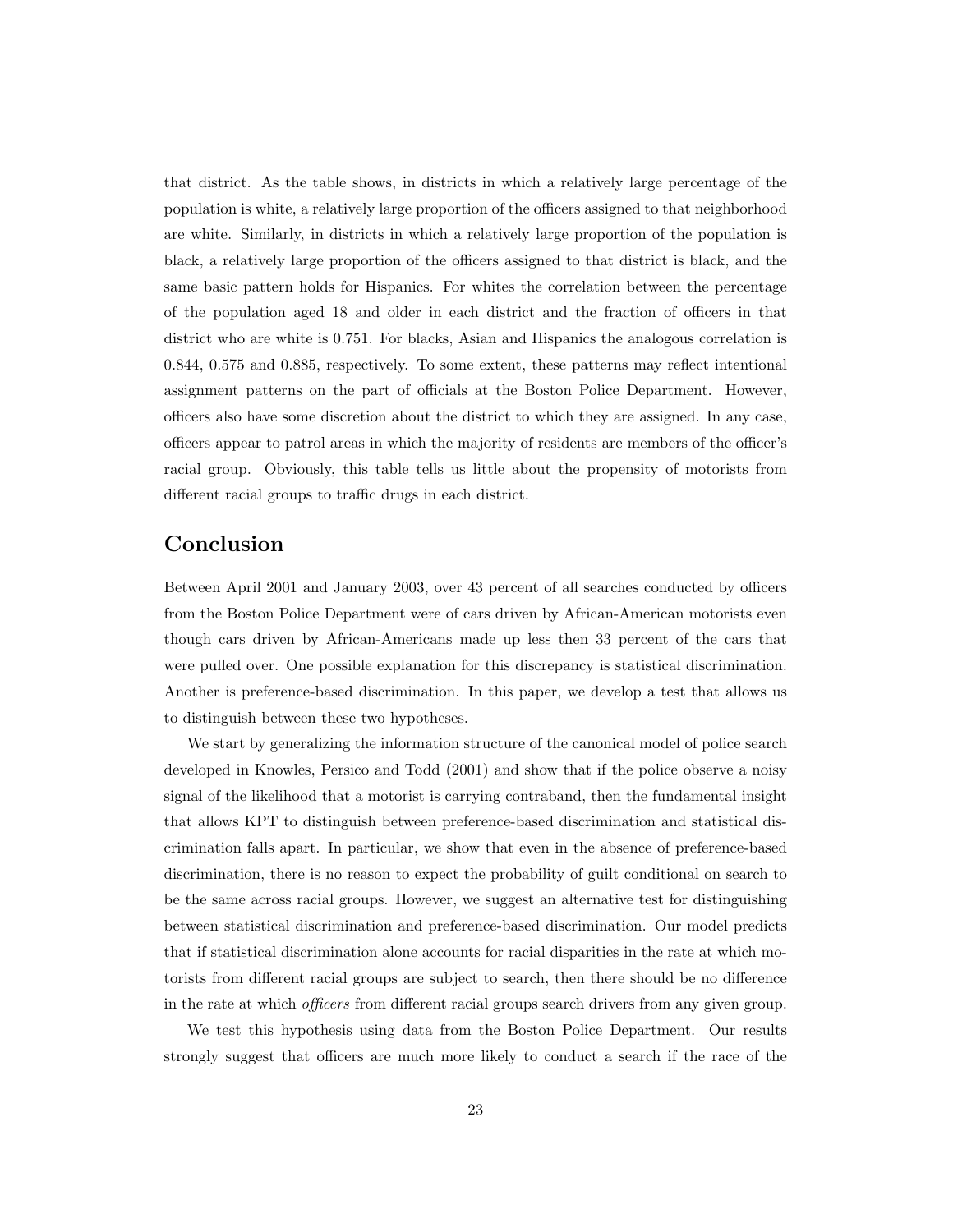that district. As the table shows, in districts in which a relatively large percentage of the population is white, a relatively large proportion of the officers assigned to that neighborhood are white. Similarly, in districts in which a relatively large proportion of the population is black, a relatively large proportion of the officers assigned to that district is black, and the same basic pattern holds for Hispanics. For whites the correlation between the percentage of the population aged 18 and older in each district and the fraction of officers in that district who are white is 0.751. For blacks, Asian and Hispanics the analogous correlation is 0.844, 0.575 and 0.885, respectively. To some extent, these patterns may reflect intentional assignment patterns on the part of officials at the Boston Police Department. However, officers also have some discretion about the district to which they are assigned. In any case, officers appear to patrol areas in which the majority of residents are members of the officer's racial group. Obviously, this table tells us little about the propensity of motorists from different racial groups to traffic drugs in each district.

## Conclusion

Between April 2001 and January 2003, over 43 percent of all searches conducted by officers from the Boston Police Department were of cars driven by African-American motorists even though cars driven by African-Americans made up less then 33 percent of the cars that were pulled over. One possible explanation for this discrepancy is statistical discrimination. Another is preference-based discrimination. In this paper, we develop a test that allows us to distinguish between these two hypotheses.

We start by generalizing the information structure of the canonical model of police search developed in Knowles, Persico and Todd (2001) and show that if the police observe a noisy signal of the likelihood that a motorist is carrying contraband, then the fundamental insight that allows KPT to distinguish between preference-based discrimination and statistical discrimination falls apart. In particular, we show that even in the absence of preference-based discrimination, there is no reason to expect the probability of guilt conditional on search to be the same across racial groups. However, we suggest an alternative test for distinguishing between statistical discrimination and preference-based discrimination. Our model predicts that if statistical discrimination alone accounts for racial disparities in the rate at which motorists from different racial groups are subject to search, then there should be no difference in the rate at which *officers* from different racial groups search drivers from any given group.

We test this hypothesis using data from the Boston Police Department. Our results strongly suggest that officers are much more likely to conduct a search if the race of the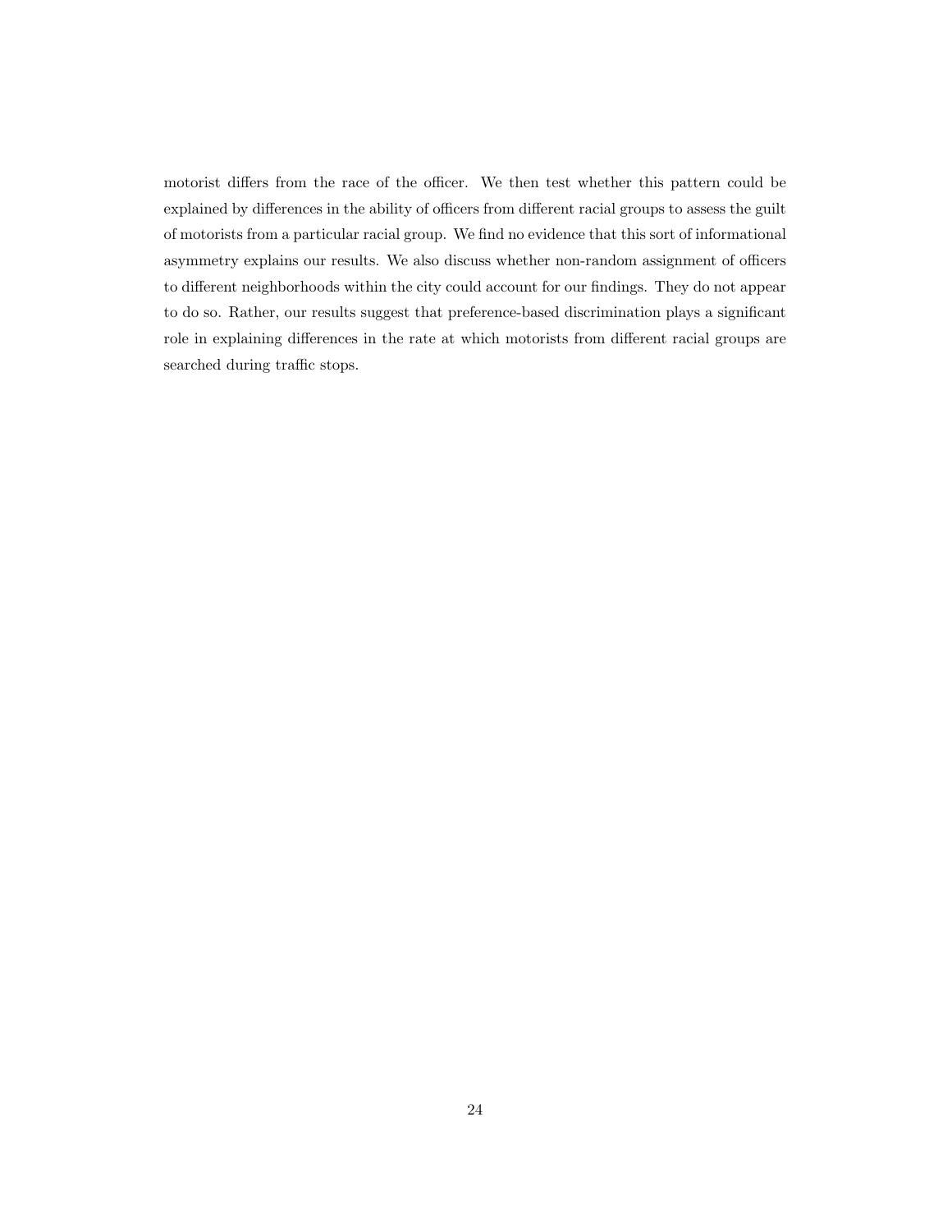motorist differs from the race of the officer. We then test whether this pattern could be explained by differences in the ability of officers from different racial groups to assess the guilt of motorists from a particular racial group. We find no evidence that this sort of informational asymmetry explains our results. We also discuss whether non-random assignment of officers to different neighborhoods within the city could account for our findings. They do not appear to do so. Rather, our results suggest that preference-based discrimination plays a significant role in explaining differences in the rate at which motorists from different racial groups are searched during traffic stops.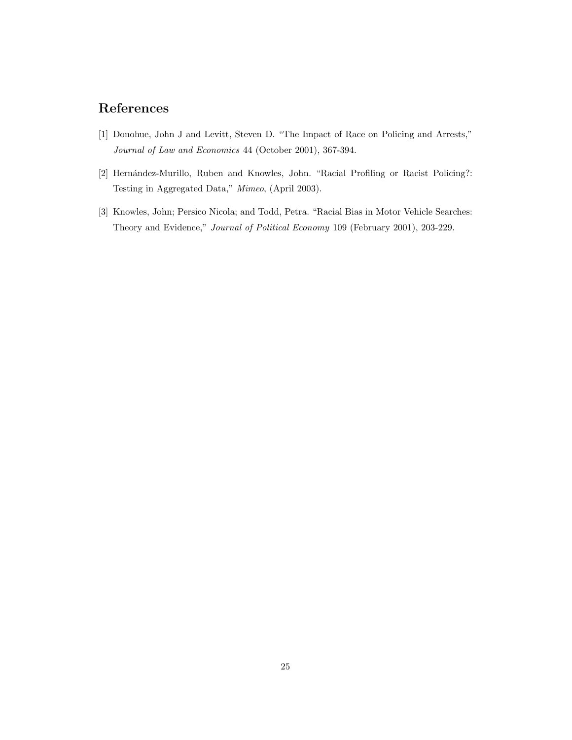# References

[1] Donohue, John J and Levitt, Steven D. "The Impact of Race on Policing and Arrests," *Journal of Law and Economics* 44 (October 2001), 367-394.

[2] Hernández-Murillo, Ruben and Knowles, John. "Racial Profiling or Racist Policing?: Testing in Aggregated Data," *Mimeo*, (April 2003).

[3] Knowles, John; Persico Nicola; and Todd, Petra. "Racial Bias in Motor Vehicle Searches: Theory and Evidence," *Journal of Political Economy* 109 (February 2001), 203-229.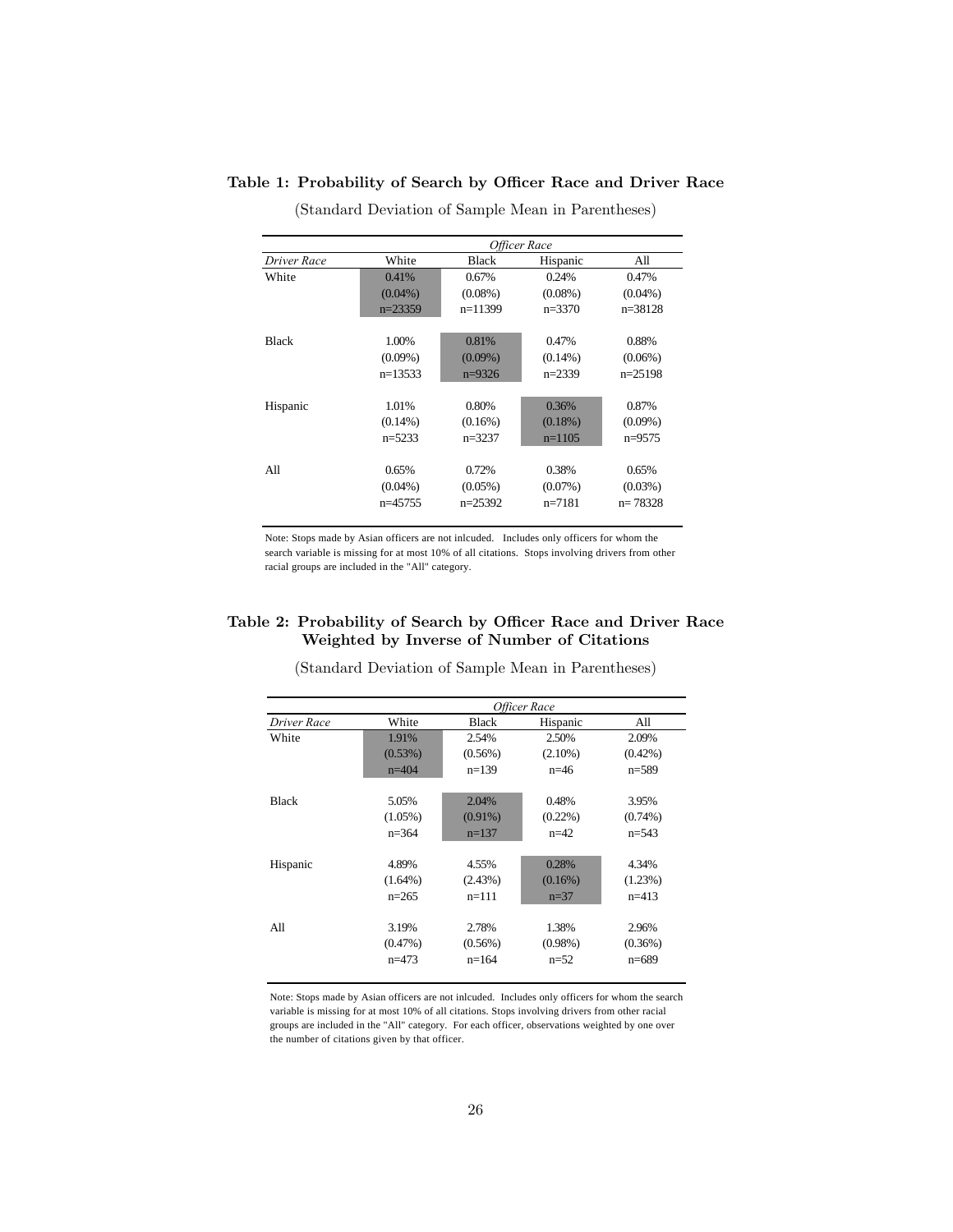**Table 1: Probability of Search by Officer Race and Driver Race**

(Standard Deviation of Sample Mean in Parentheses)

| | *Officer Race* | | | |
|---|---|---|---|---|
| *Driver Race* | White | Black | Hispanic | All |
| White | 0.41% | 0.67% | 0.24% | 0.47% |
| | (0.04%) | (0.08%) | (0.08%) | (0.04%) |
| | n=23359 | n=11399 | n=3370 | n=38128 |
| Black | 1.00% | 0.81% | 0.47% | 0.88% |
| | (0.09%) | (0.09%) | (0.14%) | (0.06%) |
| | n=13533 | n=9326 | n=2339 | n=25198 |
| Hispanic | 1.01% | 0.80% | 0.36% | 0.87% |
| | (0.14%) | (0.16%) | (0.18%) | (0.09%) |
| | n=5233 | n=3237 | n=1105 | n=9575 |
| All | 0.65% | 0.72% | 0.38% | 0.65% |
| | (0.04%) | (0.05%) | (0.07%) | (0.03%) |
| | n=45755 | n=25392 | n=7181 | n= 78328 |

Note: Stops made by Asian officers are not inlcuded. Includes only officers for whom the search variable is missing for at most 10% of all citations. Stops involving drivers from other racial groups are included in the "All" category.

**Table 2: Probability of Search by Officer Race and Driver Race Weighted by Inverse of Number of Citations**

(Standard Deviation of Sample Mean in Parentheses)

| | *Officer Race* | | | |
|---|---|---|---|---|
| *Driver Race* | White | Black | Hispanic | All |
| White | 1.91% | 2.54% | 2.50% | 2.09% |
| | (0.53%) | (0.56%) | (2.10%) | (0.42%) |
| | n=404 | n=139 | n=46 | n=589 |
| Black | 5.05% | 2.04% | 0.48% | 3.95% |
| | (1.05%) | (0.91%) | (0.22%) | (0.74%) |
| | n=364 | n=137 | n=42 | n=543 |
| Hispanic | 4.89% | 4.55% | 0.28% | 4.34% |
| | (1.64%) | (2.43%) | (0.16%) | (1.23%) |
| | n=265 | n=111 | n=37 | n=413 |
| All | 3.19% | 2.78% | 1.38% | 2.96% |
| | (0.47%) | (0.56%) | (0.98%) | (0.36%) |
| | n=473 | n=164 | n=52 | n=689 |

Note: Stops made by Asian officers are not inlcuded. Includes only officers for whom the search variable is missing for at most 10% of all citations. Stops involving drivers from other racial groups are included in the "All" category. For each officer, observations weighted by one over the number of citations given by that officer.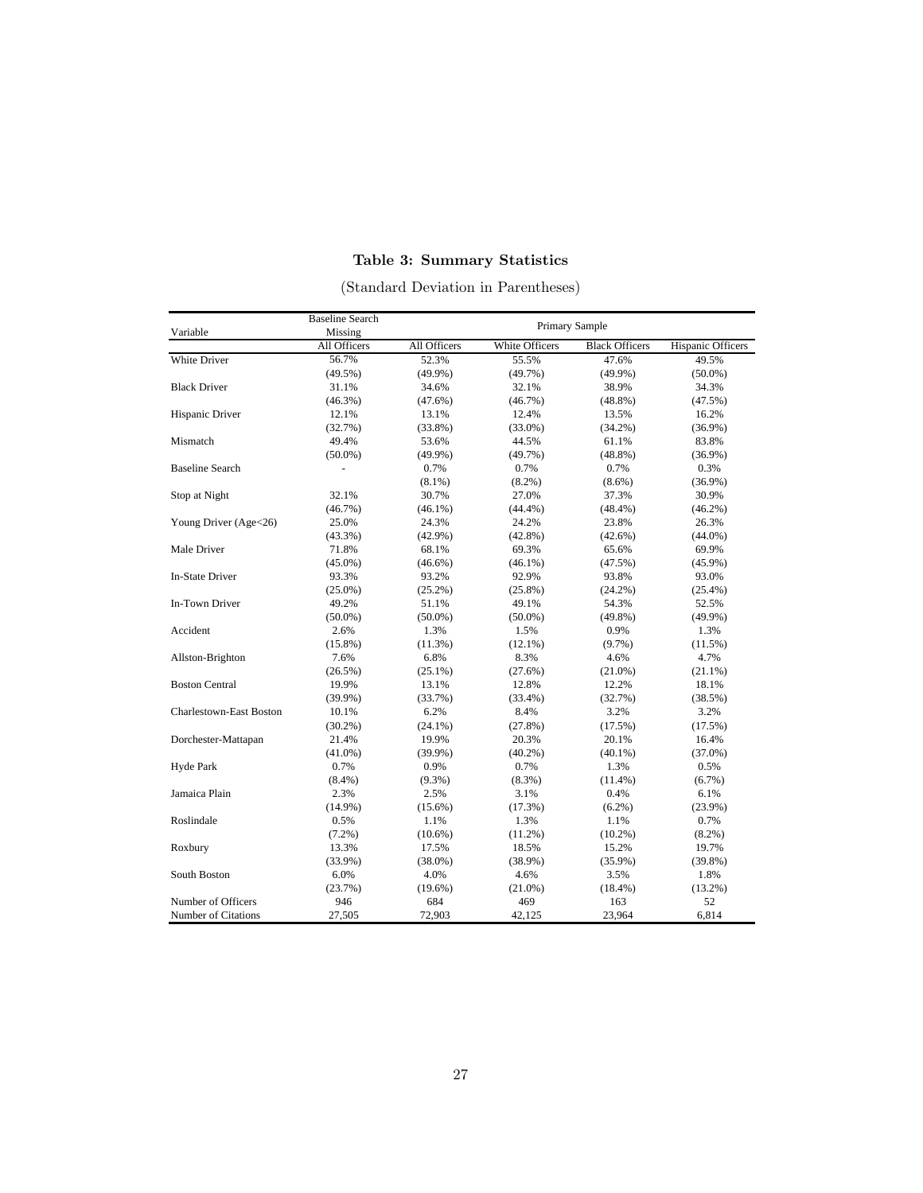## Table 3: Summary Statistics

(Standard Deviation in Parentheses)

| Variable | Baseline Search Missing | Primary Sample | | | |
|---|---|---|---|---|---|
| | All Officers | All Officers | White Officers | Black Officers | Hispanic Officers |
| White Driver | 56.7% | 52.3% | 55.5% | 47.6% | 49.5% |
| | (49.5%) | (49.9%) | (49.7%) | (49.9%) | (50.0%) |
| Black Driver | 31.1% | 34.6% | 32.1% | 38.9% | 34.3% |
| | (46.3%) | (47.6%) | (46.7%) | (48.8%) | (47.5%) |
| Hispanic Driver | 12.1% | 13.1% | 12.4% | 13.5% | 16.2% |
| | (32.7%) | (33.8%) | (33.0%) | (34.2%) | (36.9%) |
| Mismatch | 49.4% | 53.6% | 44.5% | 61.1% | 83.8% |
| | (50.0%) | (49.9%) | (49.7%) | (48.8%) | (36.9%) |
| Baseline Search | - | 0.7% | 0.7% | 0.7% | 0.3% |
| | | (8.1%) | (8.2%) | (8.6%) | (36.9%) |
| Stop at Night | 32.1% | 30.7% | 27.0% | 37.3% | 30.9% |
| | (46.7%) | (46.1%) | (44.4%) | (48.4%) | (46.2%) |
| Young Driver (Age<26) | 25.0% | 24.3% | 24.2% | 23.8% | 26.3% |
| | (43.3%) | (42.9%) | (42.8%) | (42.6%) | (44.0%) |
| Male Driver | 71.8% | 68.1% | 69.3% | 65.6% | 69.9% |
| | (45.0%) | (46.6%) | (46.1%) | (47.5%) | (45.9%) |
| In-State Driver | 93.3% | 93.2% | 92.9% | 93.8% | 93.0% |
| | (25.0%) | (25.2%) | (25.8%) | (24.2%) | (25.4%) |
| In-Town Driver | 49.2% | 51.1% | 49.1% | 54.3% | 52.5% |
| | (50.0%) | (50.0%) | (50.0%) | (49.8%) | (49.9%) |
| Accident | 2.6% | 1.3% | 1.5% | 0.9% | 1.3% |
| | (15.8%) | (11.3%) | (12.1%) | (9.7%) | (11.5%) |
| Allston-Brighton | 7.6% | 6.8% | 8.3% | 4.6% | 4.7% |
| | (26.5%) | (25.1%) | (27.6%) | (21.0%) | (21.1%) |
| Boston Central | 19.9% | 13.1% | 12.8% | 12.2% | 18.1% |
| | (39.9%) | (33.7%) | (33.4%) | (32.7%) | (38.5%) |
| Charlestown-East Boston | 10.1% | 6.2% | 8.4% | 3.2% | 3.2% |
| | (30.2%) | (24.1%) | (27.8%) | (17.5%) | (17.5%) |
| Dorchester-Mattapan | 21.4% | 19.9% | 20.3% | 20.1% | 16.4% |
| | (41.0%) | (39.9%) | (40.2%) | (40.1%) | (37.0%) |
| Hyde Park | 0.7% | 0.9% | 0.7% | 1.3% | 0.5% |
| | (8.4%) | (9.3%) | (8.3%) | (11.4%) | (6.7%) |
| Jamaica Plain | 2.3% | 2.5% | 3.1% | 0.4% | 6.1% |
| | (14.9%) | (15.6%) | (17.3%) | (6.2%) | (23.9%) |
| Roslindale | 0.5% | 1.1% | 1.3% | 1.1% | 0.7% |
| | (7.2%) | (10.6%) | (11.2%) | (10.2%) | (8.2%) |
| Roxbury | 13.3% | 17.5% | 18.5% | 15.2% | 19.7% |
| | (33.9%) | (38.0%) | (38.9%) | (35.9%) | (39.8%) |
| South Boston | 6.0% | 4.0% | 4.6% | 3.5% | 1.8% |
| | (23.7%) | (19.6%) | (21.0%) | (18.4%) | (13.2%) |
| Number of Officers | 946 | 684 | 469 | 163 | 52 |
| Number of Citations | 27,505 | 72,903 | 42,125 | 23,964 | 6,814 |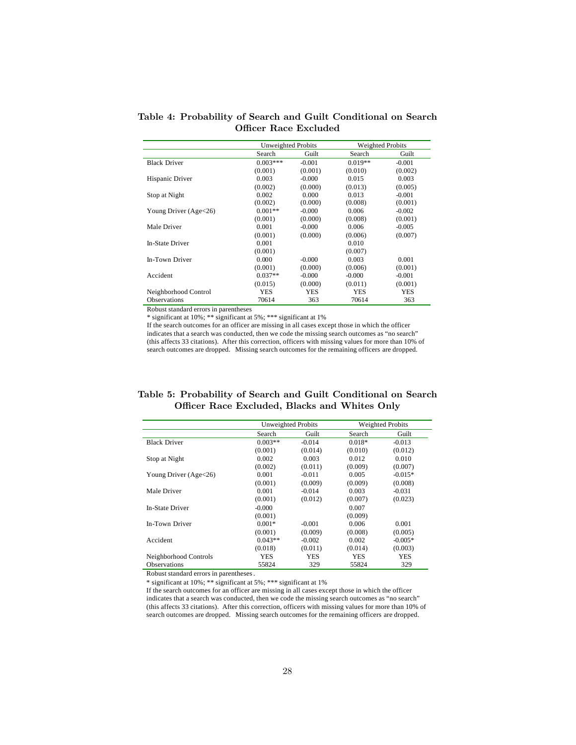**Table 4: Probability of Search and Guilt Conditional on Search Officer Race Excluded**

| | Unweighted Probits | | Weighted Probits | |
|---|---|---|---|---|
| | Search | Guilt | Search | Guilt |
| Black Driver | 0.003*** | -0.001 | 0.019** | -0.001 |
| | (0.001) | (0.001) | (0.010) | (0.002) |
| Hispanic Driver | 0.003 | -0.000 | 0.015 | 0.003 |
| | (0.002) | (0.000) | (0.013) | (0.005) |
| Stop at Night | 0.002 | 0.000 | 0.013 | -0.001 |
| | (0.002) | (0.000) | (0.008) | (0.001) |
| Young Driver (Age<26) | 0.001** | -0.000 | 0.006 | -0.002 |
| | (0.001) | (0.000) | (0.008) | (0.001) |
| Male Driver | 0.001 | -0.000 | 0.006 | -0.005 |
| | (0.001) | (0.000) | (0.006) | (0.007) |
| In-State Driver | 0.001 | | 0.010 | |
| | (0.001) | | (0.007) | |
| In-Town Driver | 0.000 | -0.000 | 0.003 | 0.001 |
| | (0.001) | (0.000) | (0.006) | (0.001) |
| Accident | 0.037** | -0.000 | -0.000 | -0.001 |
| | (0.015) | (0.000) | (0.011) | (0.001) |
| Neighborhood Control | YES | YES | YES | YES |
| Observations | 70614 | 363 | 70614 | 363 |

Robust standard errors in parentheses

* significant at 10%; ** significant at 5%; *** significant at 1%

If the search outcomes for an officer are missing in all cases except those in which the officer indicates that a search was conducted, then we code the missing search outcomes as "no search" (this affects 33 citations). After this correction, officers with missing values for more than 10% of search outcomes are dropped. Missing search outcomes for the remaining officers are dropped.

**Table 5: Probability of Search and Guilt Conditional on Search Officer Race Excluded, Blacks and Whites Only**

| | Unweighted Probits | | Weighted Probits | |
|---|---|---|---|---|
| | Search | Guilt | Search | Guilt |
| Black Driver | 0.003** | -0.014 | 0.018* | -0.013 |
| | (0.001) | (0.014) | (0.010) | (0.012) |
| Stop at Night | 0.002 | 0.003 | 0.012 | 0.010 |
| | (0.002) | (0.011) | (0.009) | (0.007) |
| Young Driver (Age<26) | 0.001 | -0.011 | 0.005 | -0.015* |
| | (0.001) | (0.009) | (0.009) | (0.008) |
| Male Driver | 0.001 | -0.014 | 0.003 | -0.031 |
| | (0.001) | (0.012) | (0.007) | (0.023) |
| In-State Driver | -0.000 | | 0.007 | |
| | (0.001) | | (0.009) | |
| In-Town Driver | 0.001* | -0.001 | 0.006 | 0.001 |
| | (0.001) | (0.009) | (0.008) | (0.005) |
| Accident | 0.043** | -0.002 | 0.002 | -0.005* |
| | (0.018) | (0.011) | (0.014) | (0.003) |
| Neighborhood Controls | YES | YES | YES | YES |
| Observations | 55824 | 329 | 55824 | 329 |

Robust standard errors in parentheses.

* significant at 10%; ** significant at 5%; *** significant at 1%

If the search outcomes for an officer are missing in all cases except those in which the officer indicates that a search was conducted, then we code the missing search outcomes as "no search" (this affects 33 citations). After this correction, officers with missing values for more than 10% of search outcomes are dropped. Missing search outcomes for the remaining officers are dropped.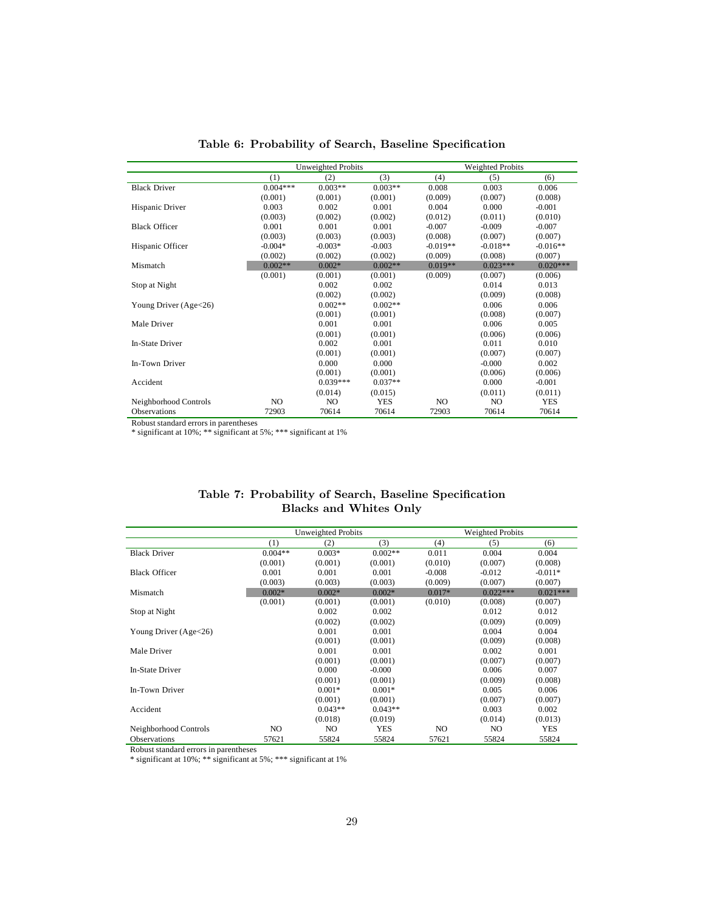**Table 6: Probability of Search, Baseline Specification**

| | Unweighted Probits | | | Weighted Probits | | |
|---|---|---|---|---|---|---|
| | (1) | (2) | (3) | (4) | (5) | (6) |
| Black Driver | 0.004*** | 0.003** | 0.003** | 0.008 | 0.003 | 0.006 |
| | (0.001) | (0.001) | (0.001) | (0.009) | (0.007) | (0.008) |
| Hispanic Driver | 0.003 | 0.002 | 0.001 | 0.004 | 0.000 | -0.001 |
| | (0.003) | (0.002) | (0.002) | (0.012) | (0.011) | (0.010) |
| Black Officer | 0.001 | 0.001 | 0.001 | -0.007 | -0.009 | -0.007 |
| | (0.003) | (0.003) | (0.003) | (0.008) | (0.007) | (0.007) |
| Hispanic Officer | -0.004* | -0.003* | -0.003 | -0.019** | -0.018** | -0.016** |
| | (0.002) | (0.002) | (0.002) | (0.009) | (0.008) | (0.007) |
| Mismatch | 0.002** | 0.002* | 0.002** | 0.019** | 0.023*** | 0.020*** |
| | (0.001) | (0.001) | (0.001) | (0.009) | (0.007) | (0.006) |
| Stop at Night | | 0.002 | 0.002 | | 0.014 | 0.013 |
| | | (0.002) | (0.002) | | (0.009) | (0.008) |
| Young Driver (Age<26) | | 0.002** | 0.002** | | 0.006 | 0.006 |
| | | (0.001) | (0.001) | | (0.008) | (0.007) |
| Male Driver | | 0.001 | 0.001 | | 0.006 | 0.005 |
| | | (0.001) | (0.001) | | (0.006) | (0.006) |
| In-State Driver | | 0.002 | 0.001 | | 0.011 | 0.010 |
| | | (0.001) | (0.001) | | (0.007) | (0.007) |
| In-Town Driver | | 0.000 | 0.000 | | -0.000 | 0.002 |
| | | (0.001) | (0.001) | | (0.006) | (0.006) |
| Accident | | 0.039*** | 0.037** | | 0.000 | -0.001 |
| | | (0.014) | (0.015) | | (0.011) | (0.011) |
| Neighborhood Controls | NO | NO | YES | NO | NO | YES |
| Observations | 72903 | 70614 | 70614 | 72903 | 70614 | 70614 |

Robust standard errors in parentheses
* significant at 10%; ** significant at 5%; *** significant at 1%

**Table 7: Probability of Search, Baseline Specification**
**Blacks and Whites Only**

| | Unweighted Probits | | | Weighted Probits | | |
|---|---|---|---|---|---|---|
| | (1) | (2) | (3) | (4) | (5) | (6) |
| Black Driver | 0.004** | 0.003* | 0.002** | 0.011 | 0.004 | 0.004 |
| | (0.001) | (0.001) | (0.001) | (0.010) | (0.007) | (0.008) |
| Black Officer | 0.001 | 0.001 | 0.001 | -0.008 | -0.012 | -0.011* |
| | (0.003) | (0.003) | (0.003) | (0.009) | (0.007) | (0.007) |
| Mismatch | 0.002* | 0.002* | 0.002* | 0.017* | 0.022*** | 0.021*** |
| | (0.001) | (0.001) | (0.001) | (0.010) | (0.008) | (0.007) |
| Stop at Night | | 0.002 | 0.002 | | 0.012 | 0.012 |
| | | (0.002) | (0.002) | | (0.009) | (0.009) |
| Young Driver (Age<26) | | 0.001 | 0.001 | | 0.004 | 0.004 |
| | | (0.001) | (0.001) | | (0.009) | (0.008) |
| Male Driver | | 0.001 | 0.001 | | 0.002 | 0.001 |
| | | (0.001) | (0.001) | | (0.007) | (0.007) |
| In-State Driver | | 0.000 | -0.000 | | 0.006 | 0.007 |
| | | (0.001) | (0.001) | | (0.009) | (0.008) |
| In-Town Driver | | 0.001* | 0.001* | | 0.005 | 0.006 |
| | | (0.001) | (0.001) | | (0.007) | (0.007) |
| Accident | | 0.043** | 0.043** | | 0.003 | 0.002 |
| | | (0.018) | (0.019) | | (0.014) | (0.013) |
| Neighborhood Controls | NO | NO | YES | NO | NO | YES |
| Observations | 57621 | 55824 | 55824 | 57621 | 55824 | 55824 |

Robust standard errors in parentheses
* significant at 10%; ** significant at 5%; *** significant at 1%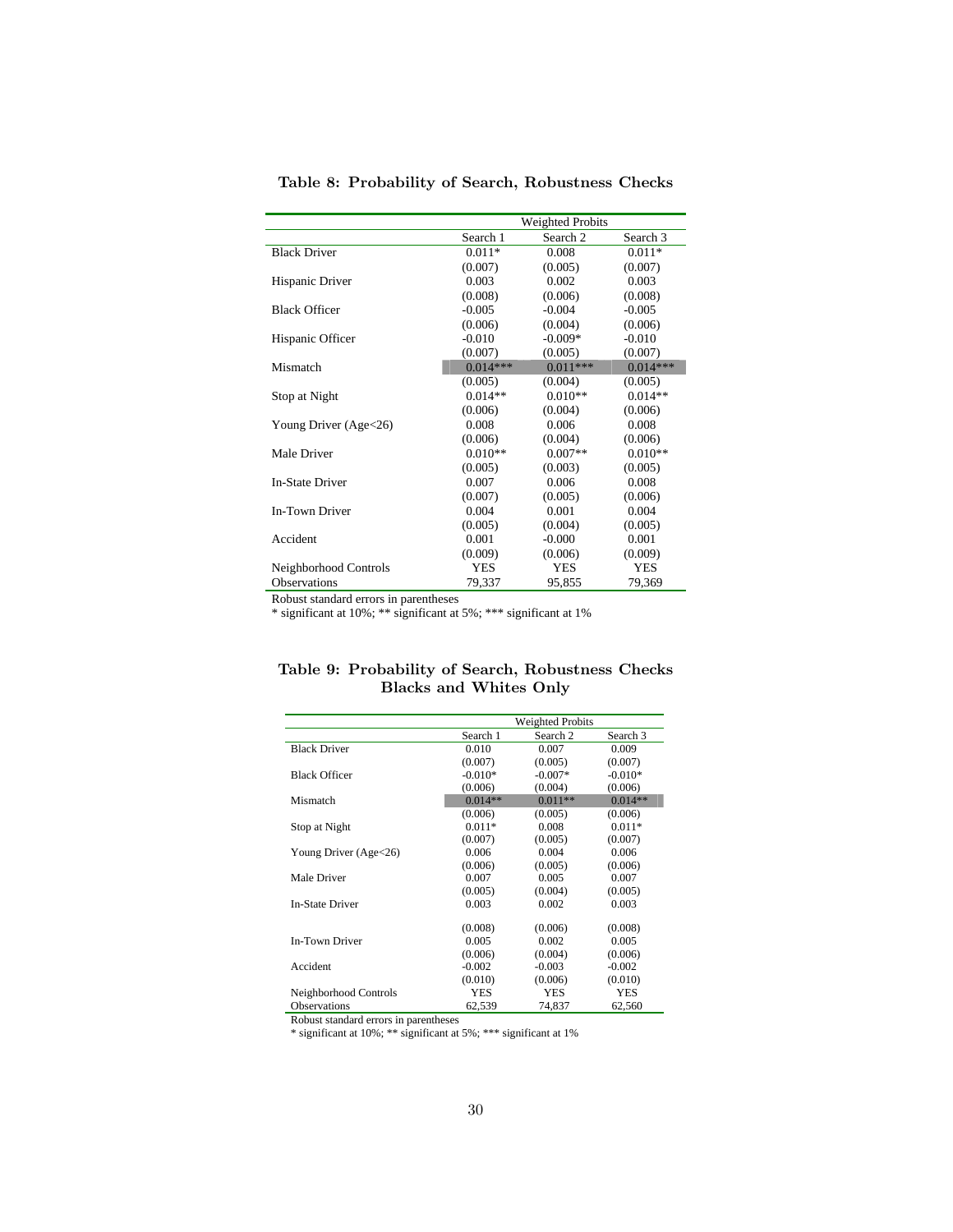**Table 8: Probability of Search, Robustness Checks**

| | Weighted Probits | | |
|---|---|---|---|
| | Search 1 | Search 2 | Search 3 |
| Black Driver | 0.011* | 0.008 | 0.011* |
| | (0.007) | (0.005) | (0.007) |
| Hispanic Driver | 0.003 | 0.002 | 0.003 |
| | (0.008) | (0.006) | (0.008) |
| Black Officer | -0.005 | -0.004 | -0.005 |
| | (0.006) | (0.004) | (0.006) |
| Hispanic Officer | -0.010 | -0.009* | -0.010 |
| | (0.007) | (0.005) | (0.007) |
| Mismatch | 0.014*** | 0.011*** | 0.014*** |
| | (0.005) | (0.004) | (0.005) |
| Stop at Night | 0.014** | 0.010** | 0.014** |
| | (0.006) | (0.004) | (0.006) |
| Young Driver (Age<26) | 0.008 | 0.006 | 0.008 |
| | (0.006) | (0.004) | (0.006) |
| Male Driver | 0.010** | 0.007** | 0.010** |
| | (0.005) | (0.003) | (0.005) |
| In-State Driver | 0.007 | 0.006 | 0.008 |
| | (0.007) | (0.005) | (0.006) |
| In-Town Driver | 0.004 | 0.001 | 0.004 |
| | (0.005) | (0.004) | (0.005) |
| Accident | 0.001 | -0.000 | 0.001 |
| | (0.009) | (0.006) | (0.009) |
| Neighborhood Controls | YES | YES | YES |
| Observations | 79,337 | 95,855 | 79,369 |

Robust standard errors in parentheses
* significant at 10%; ** significant at 5%; *** significant at 1%

**Table 9: Probability of Search, Robustness Checks Blacks and Whites Only**

| | Weighted Probits | | |
|---|---|---|---|
| | Search 1 | Search 2 | Search 3 |
| Black Driver | 0.010 | 0.007 | 0.009 |
| | (0.007) | (0.005) | (0.007) |
| Black Officer | -0.010* | -0.007* | -0.010* |
| | (0.006) | (0.004) | (0.006) |
| Mismatch | 0.014** | 0.011** | 0.014** |
| | (0.006) | (0.005) | (0.006) |
| Stop at Night | 0.011* | 0.008 | 0.011* |
| | (0.007) | (0.005) | (0.007) |
| Young Driver (Age<26) | 0.006 | 0.004 | 0.006 |
| | (0.006) | (0.005) | (0.006) |
| Male Driver | 0.007 | 0.005 | 0.007 |
| | (0.005) | (0.004) | (0.005) |
| In-State Driver | 0.003 | 0.002 | 0.003 |
| | (0.008) | (0.006) | (0.008) |
| In-Town Driver | 0.005 | 0.002 | 0.005 |
| | (0.006) | (0.004) | (0.006) |
| Accident | -0.002 | -0.003 | -0.002 |
| | (0.010) | (0.006) | (0.010) |
| Neighborhood Controls | YES | YES | YES |
| Observations | 62,539 | 74,837 | 62,560 |

Robust standard errors in parentheses
* significant at 10%; ** significant at 5%; *** significant at 1%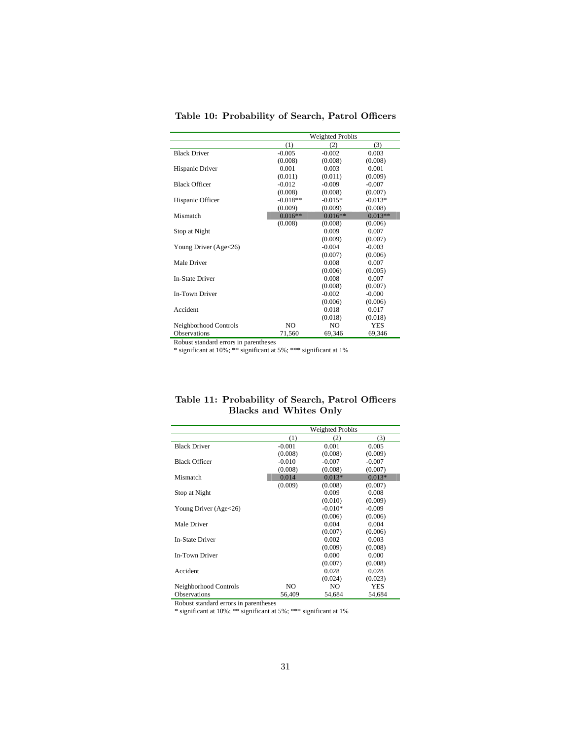**Table 10: Probability of Search, Patrol Officers**

| | Weighted Probits | | |
|---|---|---|---|
| | (1) | (2) | (3) |
| Black Driver | -0.005 | -0.002 | 0.003 |
| | (0.008) | (0.008) | (0.008) |
| Hispanic Driver | 0.001 | 0.003 | 0.001 |
| | (0.011) | (0.011) | (0.009) |
| Black Officer | -0.012 | -0.009 | -0.007 |
| | (0.008) | (0.008) | (0.007) |
| Hispanic Officer | -0.018** | -0.015* | -0.013* |
| | (0.009) | (0.009) | (0.008) |
| Mismatch | 0.016** | 0.016** | 0.013** |
| | (0.008) | (0.008) | (0.006) |
| Stop at Night | | 0.009 | 0.007 |
| | | (0.009) | (0.007) |
| Young Driver (Age<26) | | -0.004 | -0.003 |
| | | (0.007) | (0.006) |
| Male Driver | | 0.008 | 0.007 |
| | | (0.006) | (0.005) |
| In-State Driver | | 0.008 | 0.007 |
| | | (0.008) | (0.007) |
| In-Town Driver | | -0.002 | -0.000 |
| | | (0.006) | (0.006) |
| Accident | | 0.018 | 0.017 |
| | | (0.018) | (0.018) |
| Neighborhood Controls | NO | NO | YES |
| Observations | 71,560 | 69,346 | 69,346 |

Robust standard errors in parentheses
* significant at 10%; ** significant at 5%; *** significant at 1%

**Table 11: Probability of Search, Patrol Officers**
**Blacks and Whites Only**

| | Weighted Probits | | |
|---|---|---|---|
| | (1) | (2) | (3) |
| Black Driver | -0.001 | 0.001 | 0.005 |
| | (0.008) | (0.008) | (0.009) |
| Black Officer | -0.010 | -0.007 | -0.007 |
| | (0.008) | (0.008) | (0.007) |
| Mismatch | 0.014 | 0.013* | 0.013* |
| | (0.009) | (0.008) | (0.007) |
| Stop at Night | | 0.009 | 0.008 |
| | | (0.010) | (0.009) |
| Young Driver (Age<26) | | -0.010* | -0.009 |
| | | (0.006) | (0.006) |
| Male Driver | | 0.004 | 0.004 |
| | | (0.007) | (0.006) |
| In-State Driver | | 0.002 | 0.003 |
| | | (0.009) | (0.008) |
| In-Town Driver | | 0.000 | 0.000 |
| | | (0.007) | (0.008) |
| Accident | | 0.028 | 0.028 |
| | | (0.024) | (0.023) |
| Neighborhood Controls | NO | NO | YES |
| Observations | 56,409 | 54,684 | 54,684 |

Robust standard errors in parentheses
* significant at 10%; ** significant at 5%; *** significant at 1%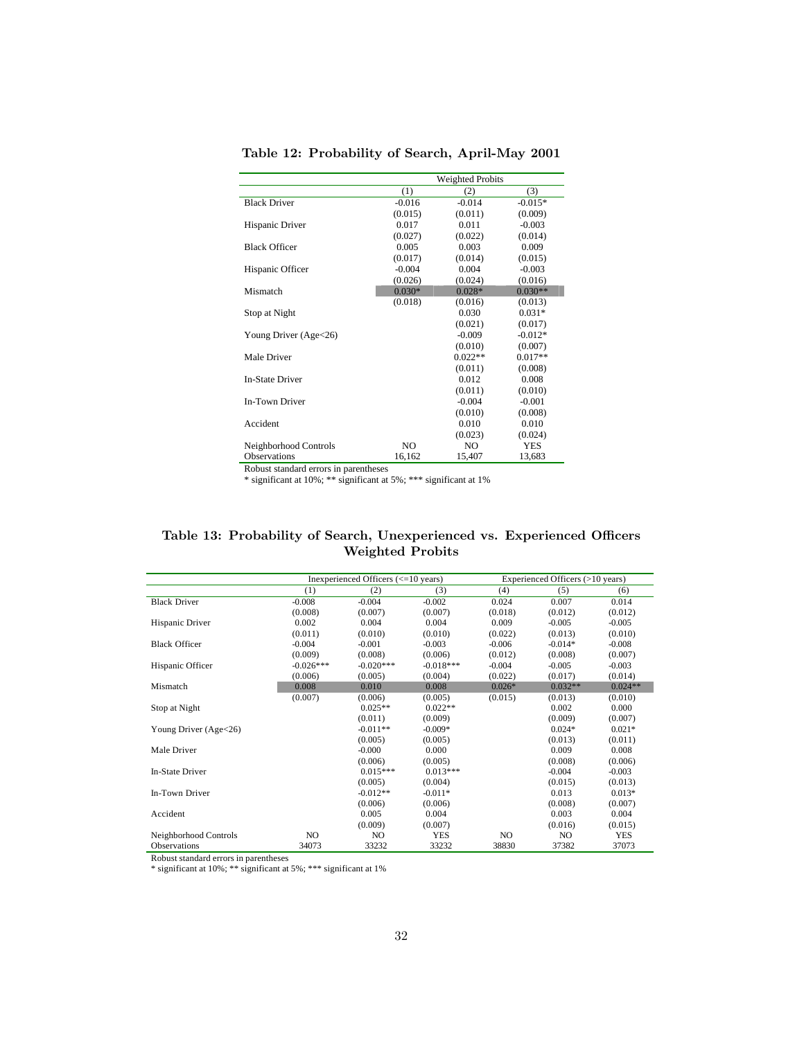**Table 12: Probability of Search, April-May 2001**

| | Weighted Probits | | |
|---|---|---|---|
| | (1) | (2) | (3) |
| Black Driver | -0.016 | -0.014 | -0.015* |
| | (0.015) | (0.011) | (0.009) |
| Hispanic Driver | 0.017 | 0.011 | -0.003 |
| | (0.027) | (0.022) | (0.014) |
| Black Officer | 0.005 | 0.003 | 0.009 |
| | (0.017) | (0.014) | (0.015) |
| Hispanic Officer | -0.004 | 0.004 | -0.003 |
| | (0.026) | (0.024) | (0.016) |
| Mismatch | 0.030* | 0.028* | 0.030** |
| | (0.018) | (0.016) | (0.013) |
| Stop at Night | | 0.030 | 0.031* |
| | | (0.021) | (0.017) |
| Young Driver (Age<26) | | -0.009 | -0.012* |
| | | (0.010) | (0.007) |
| Male Driver | | 0.022** | 0.017** |
| | | (0.011) | (0.008) |
| In-State Driver | | 0.012 | 0.008 |
| | | (0.011) | (0.010) |
| In-Town Driver | | -0.004 | -0.001 |
| | | (0.010) | (0.008) |
| Accident | | 0.010 | 0.010 |
| | | (0.023) | (0.024) |
| Neighborhood Controls | NO | NO | YES |
| Observations | 16,162 | 15,407 | 13,683 |

Robust standard errors in parentheses
* significant at 10%; ** significant at 5%; *** significant at 1%

**Table 13: Probability of Search, Unexperienced vs. Experienced Officers Weighted Probits**

| | Inexperienced Officers (<=10 years) | | | Experienced Officers (>10 years) | | |
|---|---|---|---|---|---|---|
| | (1) | (2) | (3) | (4) | (5) | (6) |
| Black Driver | -0.008 | -0.004 | -0.002 | 0.024 | 0.007 | 0.014 |
| | (0.008) | (0.007) | (0.007) | (0.018) | (0.012) | (0.012) |
| Hispanic Driver | 0.002 | 0.004 | 0.004 | 0.009 | -0.005 | -0.005 |
| | (0.011) | (0.010) | (0.010) | (0.022) | (0.013) | (0.010) |
| Black Officer | -0.004 | -0.001 | -0.003 | -0.006 | -0.014* | -0.008 |
| | (0.009) | (0.008) | (0.006) | (0.012) | (0.008) | (0.007) |
| Hispanic Officer | -0.026*** | -0.020*** | -0.018*** | -0.004 | -0.005 | -0.003 |
| | (0.006) | (0.005) | (0.004) | (0.022) | (0.017) | (0.014) |
| Mismatch | 0.008 | 0.010 | 0.008 | 0.026* | 0.032** | 0.024** |
| | (0.007) | (0.006) | (0.005) | (0.015) | (0.013) | (0.010) |
| Stop at Night | | 0.025** | 0.022** | | 0.002 | 0.000 |
| | | (0.011) | (0.009) | | (0.009) | (0.007) |
| Young Driver (Age<26) | | -0.011** | -0.009* | | 0.024* | 0.021* |
| | | (0.005) | (0.005) | | (0.013) | (0.011) |
| Male Driver | | -0.000 | 0.000 | | 0.009 | 0.008 |
| | | (0.006) | (0.005) | | (0.008) | (0.006) |
| In-State Driver | | 0.015*** | 0.013*** | | -0.004 | -0.003 |
| | | (0.005) | (0.004) | | (0.015) | (0.013) |
| In-Town Driver | | -0.012** | -0.011* | | 0.013 | 0.013* |
| | | (0.006) | (0.006) | | (0.008) | (0.007) |
| Accident | | 0.005 | 0.004 | | 0.003 | 0.004 |
| | | (0.009) | (0.007) | | (0.016) | (0.015) |
| Neighborhood Controls | NO | NO | YES | NO | NO | YES |
| Observations | 34073 | 33232 | 33232 | 38830 | 37382 | 37073 |

Robust standard errors in parentheses
* significant at 10%; ** significant at 5%; *** significant at 1%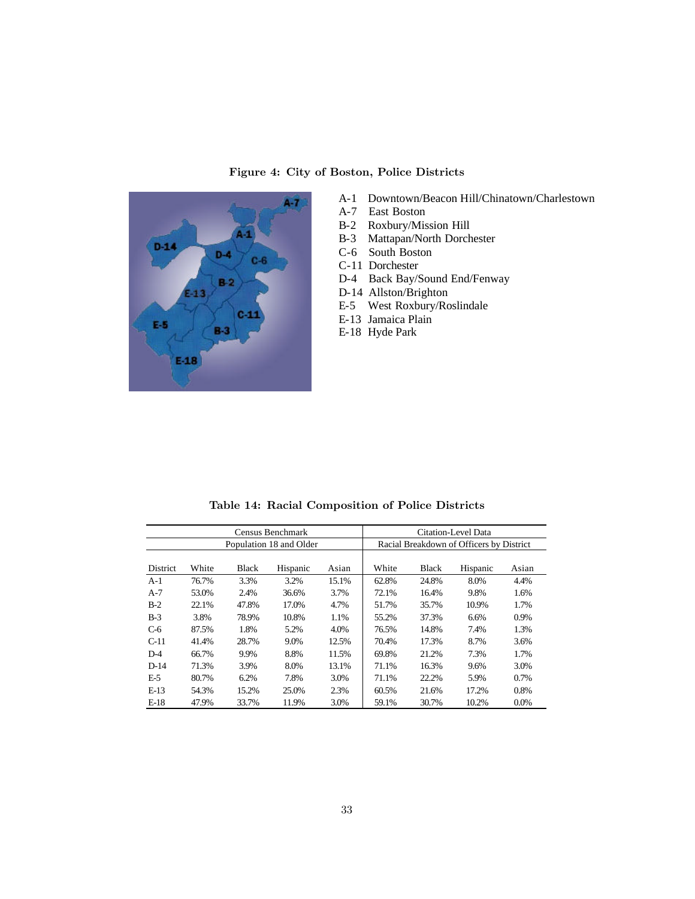**Figure 4: City of Boston, Police Districts**

A-7
A-1
D-14
D-4
C-6
B-2
E-13
C-11
E-5
B-3
E-18

A-1 Downtown/Beacon Hill/Chinatown/Charlestown
A-7 East Boston
B-2 Roxbury/Mission Hill
B-3 Mattapan/North Dorchester
C-6 South Boston
C-11 Dorchester
D-4 Back Bay/Sound End/Fenway
D-14 Allston/Brighton
E-5 West Roxbury/Roslindale
E-13 Jamaica Plain
E-18 Hyde Park

**Table 14: Racial Composition of Police Districts**

| | Census Benchmark | | | | Citation-Level Data | | | |
|---|---|---|---|---|---|---|---|---|
| | Population 18 and Older | | | | Racial Breakdown of Officers by District | | | |
| District | White | Black | Hispanic | Asian | White | Black | Hispanic | Asian |
| A-1 | 76.7% | 3.3% | 3.2% | 15.1% | 62.8% | 24.8% | 8.0% | 4.4% |
| A-7 | 53.0% | 2.4% | 36.6% | 3.7% | 72.1% | 16.4% | 9.8% | 1.6% |
| B-2 | 22.1% | 47.8% | 17.0% | 4.7% | 51.7% | 35.7% | 10.9% | 1.7% |
| B-3 | 3.8% | 78.9% | 10.8% | 1.1% | 55.2% | 37.3% | 6.6% | 0.9% |
| C-6 | 87.5% | 1.8% | 5.2% | 4.0% | 76.5% | 14.8% | 7.4% | 1.3% |
| C-11 | 41.4% | 28.7% | 9.0% | 12.5% | 70.4% | 17.3% | 8.7% | 3.6% |
| D-4 | 66.7% | 9.9% | 8.8% | 11.5% | 69.8% | 21.2% | 7.3% | 1.7% |
| D-14 | 71.3% | 3.9% | 8.0% | 13.1% | 71.1% | 16.3% | 9.6% | 3.0% |
| E-5 | 80.7% | 6.2% | 7.8% | 3.0% | 71.1% | 22.2% | 5.9% | 0.7% |
| E-13 | 54.3% | 15.2% | 25.0% | 2.3% | 60.5% | 21.6% | 17.2% | 0.8% |
| E-18 | 47.9% | 33.7% | 11.9% | 3.0% | 59.1% | 30.7% | 10.2% | 0.0% |